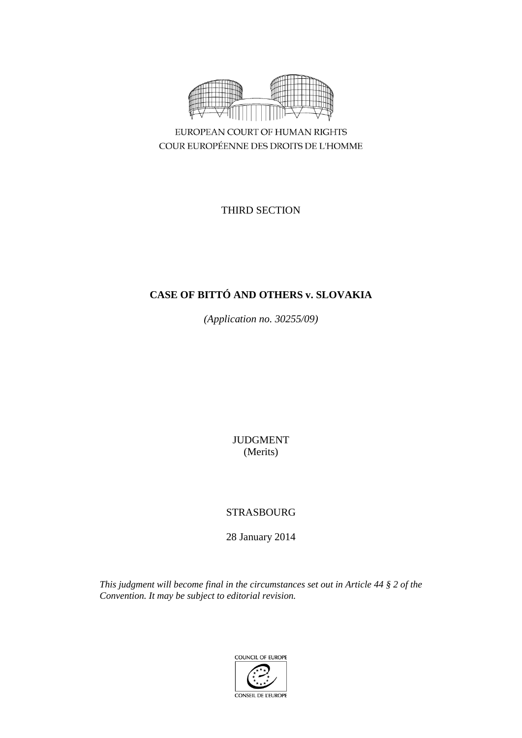EUROPEAN COURT OF HUMAN RIGHTS
COUR EUROPÉENNE DES DROITS DE L'HOMME

THIRD SECTION

# CASE OF BITTÓ AND OTHERS v. SLOVAKIA

*(Application no. 30255/09)*

JUDGMENT
(Merits)

STRASBOURG

28 January 2014

*This judgment will become final in the circumstances set out in Article 44 § 2 of the Convention. It may be subject to editorial revision.*

COUNCIL OF EUROPE
CONSEIL DE L'EUROPE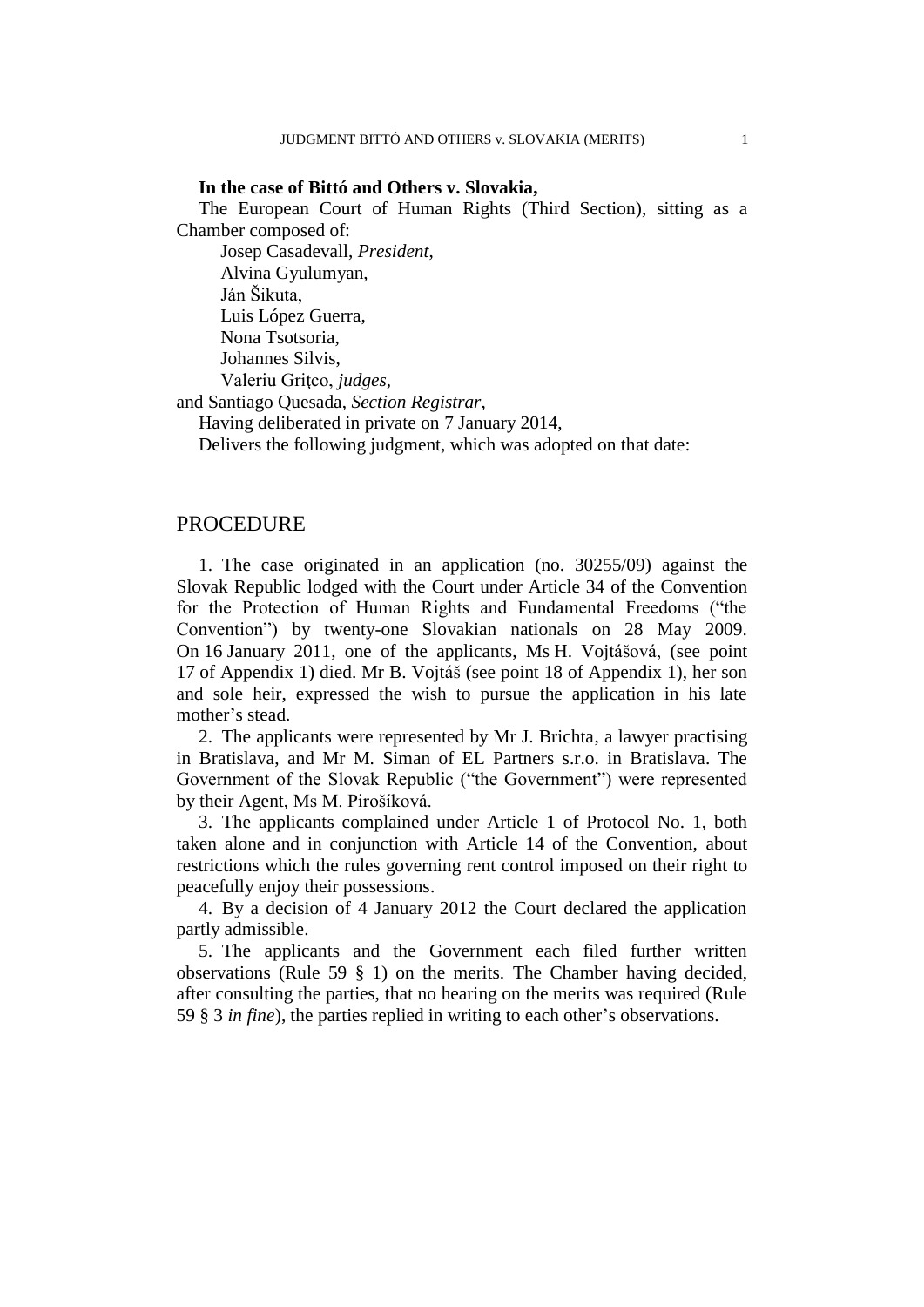**In the case of Bittó and Others v. Slovakia,**

The European Court of Human Rights (Third Section), sitting as a Chamber composed of:

Josep Casadevall, *President,*
Alvina Gyulumyan,
Ján Šikuta,
Luis López Guerra,
Nona Tsotsoria,
Johannes Silvis,
Valeriu Griţco, *judges,*
and Santiago Quesada, *Section Registrar*,

Having deliberated in private on 7 January 2014,

Delivers the following judgment, which was adopted on that date:

# PROCEDURE

1. The case originated in an application (no. 30255/09) against the Slovak Republic lodged with the Court under Article 34 of the Convention for the Protection of Human Rights and Fundamental Freedoms ("the Convention") by twenty-one Slovakian nationals on 28 May 2009. On 16 January 2011, one of the applicants, Ms H. Vojtášová, (see point 17 of Appendix 1) died. Mr B. Vojtáš (see point 18 of Appendix 1), her son and sole heir, expressed the wish to pursue the application in his late mother's stead.

2. The applicants were represented by Mr J. Brichta, a lawyer practising in Bratislava, and Mr M. Siman of EL Partners s.r.o. in Bratislava. The Government of the Slovak Republic ("the Government") were represented by their Agent, Ms M. Pirošíková.

3. The applicants complained under Article 1 of Protocol No. 1, both taken alone and in conjunction with Article 14 of the Convention, about restrictions which the rules governing rent control imposed on their right to peacefully enjoy their possessions.

4. By a decision of 4 January 2012 the Court declared the application partly admissible.

5. The applicants and the Government each filed further written observations (Rule 59 § 1) on the merits. The Chamber having decided, after consulting the parties, that no hearing on the merits was required (Rule 59 § 3 *in fine*), the parties replied in writing to each other's observations.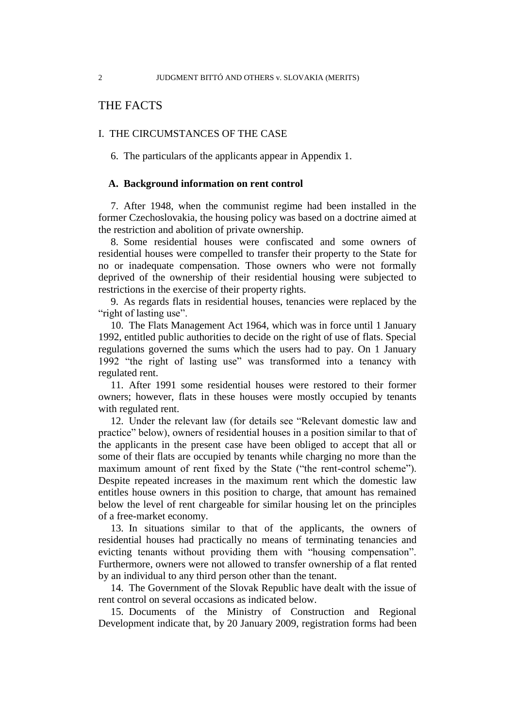# THE FACTS

## I. THE CIRCUMSTANCES OF THE CASE

6. The particulars of the applicants appear in Appendix 1.

### A. Background information on rent control

7. After 1948, when the communist regime had been installed in the former Czechoslovakia, the housing policy was based on a doctrine aimed at the restriction and abolition of private ownership.

8. Some residential houses were confiscated and some owners of residential houses were compelled to transfer their property to the State for no or inadequate compensation. Those owners who were not formally deprived of the ownership of their residential housing were subjected to restrictions in the exercise of their property rights.

9. As regards flats in residential houses, tenancies were replaced by the "right of lasting use".

10. The Flats Management Act 1964, which was in force until 1 January 1992, entitled public authorities to decide on the right of use of flats. Special regulations governed the sums which the users had to pay. On 1 January 1992 "the right of lasting use" was transformed into a tenancy with regulated rent.

11. After 1991 some residential houses were restored to their former owners; however, flats in these houses were mostly occupied by tenants with regulated rent.

12. Under the relevant law (for details see "Relevant domestic law and practice" below), owners of residential houses in a position similar to that of the applicants in the present case have been obliged to accept that all or some of their flats are occupied by tenants while charging no more than the maximum amount of rent fixed by the State ("the rent-control scheme"). Despite repeated increases in the maximum rent which the domestic law entitles house owners in this position to charge, that amount has remained below the level of rent chargeable for similar housing let on the principles of a free-market economy.

13. In situations similar to that of the applicants, the owners of residential houses had practically no means of terminating tenancies and evicting tenants without providing them with "housing compensation". Furthermore, owners were not allowed to transfer ownership of a flat rented by an individual to any third person other than the tenant.

14. The Government of the Slovak Republic have dealt with the issue of rent control on several occasions as indicated below.

15. Documents of the Ministry of Construction and Regional Development indicate that, by 20 January 2009, registration forms had been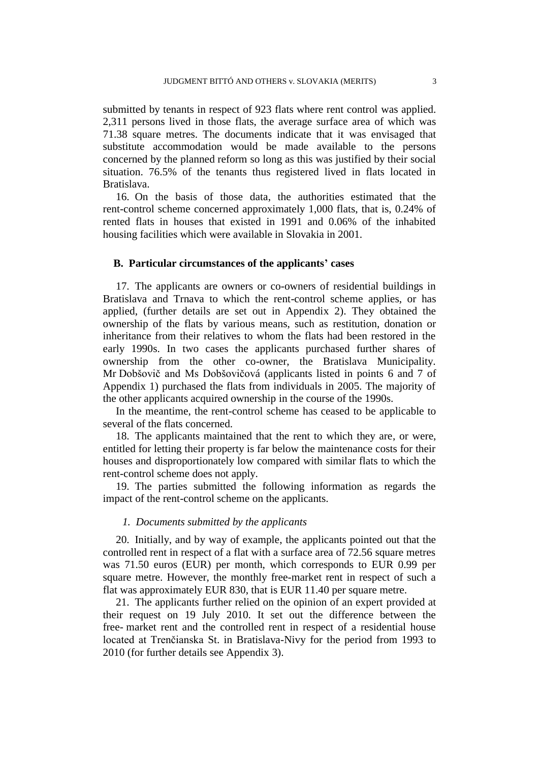submitted by tenants in respect of 923 flats where rent control was applied. 2,311 persons lived in those flats, the average surface area of which was 71.38 square metres. The documents indicate that it was envisaged that substitute accommodation would be made available to the persons concerned by the planned reform so long as this was justified by their social situation. 76.5% of the tenants thus registered lived in flats located in Bratislava.

16. On the basis of those data, the authorities estimated that the rent-control scheme concerned approximately 1,000 flats, that is, 0.24% of rented flats in houses that existed in 1991 and 0.06% of the inhabited housing facilities which were available in Slovakia in 2001.

### B. Particular circumstances of the applicants' cases

17. The applicants are owners or co-owners of residential buildings in Bratislava and Trnava to which the rent-control scheme applies, or has applied, (further details are set out in Appendix 2). They obtained the ownership of the flats by various means, such as restitution, donation or inheritance from their relatives to whom the flats had been restored in the early 1990s. In two cases the applicants purchased further shares of ownership from the other co-owner, the Bratislava Municipality. Mr Dobšovič and Ms Dobšovičová (applicants listed in points 6 and 7 of Appendix 1) purchased the flats from individuals in 2005. The majority of the other applicants acquired ownership in the course of the 1990s.

In the meantime, the rent-control scheme has ceased to be applicable to several of the flats concerned.

18. The applicants maintained that the rent to which they are, or were, entitled for letting their property is far below the maintenance costs for their houses and disproportionately low compared with similar flats to which the rent-control scheme does not apply.

19. The parties submitted the following information as regards the impact of the rent-control scheme on the applicants.

#### *1. Documents submitted by the applicants*

20. Initially, and by way of example, the applicants pointed out that the controlled rent in respect of a flat with a surface area of 72.56 square metres was 71.50 euros (EUR) per month, which corresponds to EUR 0.99 per square metre. However, the monthly free-market rent in respect of such a flat was approximately EUR 830, that is EUR 11.40 per square metre.

21. The applicants further relied on the opinion of an expert provided at their request on 19 July 2010. It set out the difference between the free- market rent and the controlled rent in respect of a residential house located at Trenčianska St. in Bratislava-Nivy for the period from 1993 to 2010 (for further details see Appendix 3).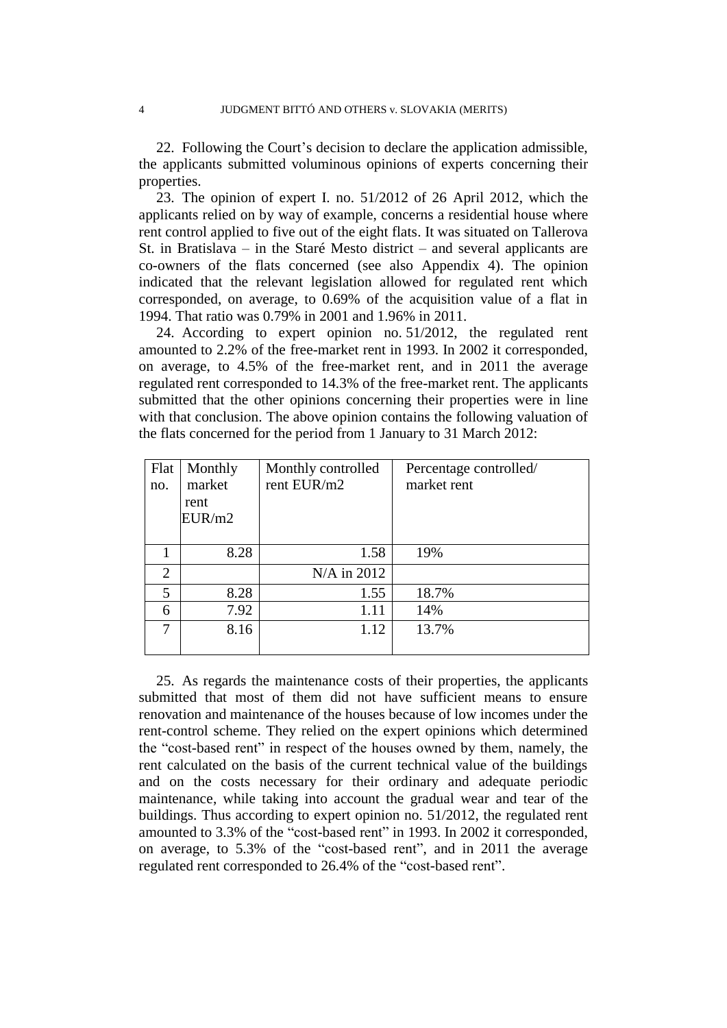22. Following the Court's decision to declare the application admissible, the applicants submitted voluminous opinions of experts concerning their properties.

23. The opinion of expert I. no. 51/2012 of 26 April 2012, which the applicants relied on by way of example, concerns a residential house where rent control applied to five out of the eight flats. It was situated on Tallerova St. in Bratislava – in the Staré Mesto district – and several applicants are co-owners of the flats concerned (see also Appendix 4). The opinion indicated that the relevant legislation allowed for regulated rent which corresponded, on average, to 0.69% of the acquisition value of a flat in 1994. That ratio was 0.79% in 2001 and 1.96% in 2011.

24. According to expert opinion no. 51/2012, the regulated rent amounted to 2.2% of the free-market rent in 1993. In 2002 it corresponded, on average, to 4.5% of the free-market rent, and in 2011 the average regulated rent corresponded to 14.3% of the free-market rent. The applicants submitted that the other opinions concerning their properties were in line with that conclusion. The above opinion contains the following valuation of the flats concerned for the period from 1 January to 31 March 2012:

| Flat no. | Monthly market rent EUR/m2 | Monthly controlled rent EUR/m2 | Percentage controlled/ market rent |
|---|---|---|---|
| 1 | 8.28 | 1.58 | 19% |
| 2 | | N/A in 2012 | |
| 5 | 8.28 | 1.55 | 18.7% |
| 6 | 7.92 | 1.11 | 14% |
| 7 | 8.16 | 1.12 | 13.7% |

25. As regards the maintenance costs of their properties, the applicants submitted that most of them did not have sufficient means to ensure renovation and maintenance of the houses because of low incomes under the rent-control scheme. They relied on the expert opinions which determined the "cost-based rent" in respect of the houses owned by them, namely, the rent calculated on the basis of the current technical value of the buildings and on the costs necessary for their ordinary and adequate periodic maintenance, while taking into account the gradual wear and tear of the buildings. Thus according to expert opinion no. 51/2012, the regulated rent amounted to 3.3% of the "cost-based rent" in 1993. In 2002 it corresponded, on average, to 5.3% of the "cost-based rent", and in 2011 the average regulated rent corresponded to 26.4% of the "cost-based rent".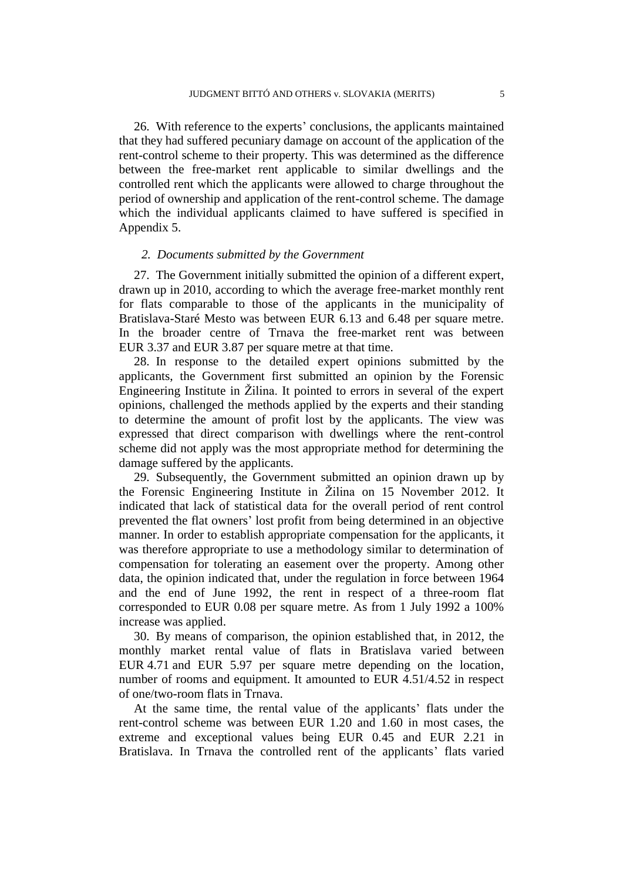26. With reference to the experts' conclusions, the applicants maintained that they had suffered pecuniary damage on account of the application of the rent-control scheme to their property. This was determined as the difference between the free-market rent applicable to similar dwellings and the controlled rent which the applicants were allowed to charge throughout the period of ownership and application of the rent-control scheme. The damage which the individual applicants claimed to have suffered is specified in Appendix 5.

### *2. Documents submitted by the Government*

27. The Government initially submitted the opinion of a different expert, drawn up in 2010, according to which the average free-market monthly rent for flats comparable to those of the applicants in the municipality of Bratislava-Staré Mesto was between EUR 6.13 and 6.48 per square metre. In the broader centre of Trnava the free-market rent was between EUR 3.37 and EUR 3.87 per square metre at that time.

28. In response to the detailed expert opinions submitted by the applicants, the Government first submitted an opinion by the Forensic Engineering Institute in Žilina. It pointed to errors in several of the expert opinions, challenged the methods applied by the experts and their standing to determine the amount of profit lost by the applicants. The view was expressed that direct comparison with dwellings where the rent-control scheme did not apply was the most appropriate method for determining the damage suffered by the applicants.

29. Subsequently, the Government submitted an opinion drawn up by the Forensic Engineering Institute in Žilina on 15 November 2012. It indicated that lack of statistical data for the overall period of rent control prevented the flat owners' lost profit from being determined in an objective manner. In order to establish appropriate compensation for the applicants, it was therefore appropriate to use a methodology similar to determination of compensation for tolerating an easement over the property. Among other data, the opinion indicated that, under the regulation in force between 1964 and the end of June 1992, the rent in respect of a three-room flat corresponded to EUR 0.08 per square metre. As from 1 July 1992 a 100% increase was applied.

30. By means of comparison, the opinion established that, in 2012, the monthly market rental value of flats in Bratislava varied between EUR 4.71 and EUR 5.97 per square metre depending on the location, number of rooms and equipment. It amounted to EUR 4.51/4.52 in respect of one/two-room flats in Trnava.

At the same time, the rental value of the applicants' flats under the rent-control scheme was between EUR 1.20 and 1.60 in most cases, the extreme and exceptional values being EUR 0.45 and EUR 2.21 in Bratislava. In Trnava the controlled rent of the applicants' flats varied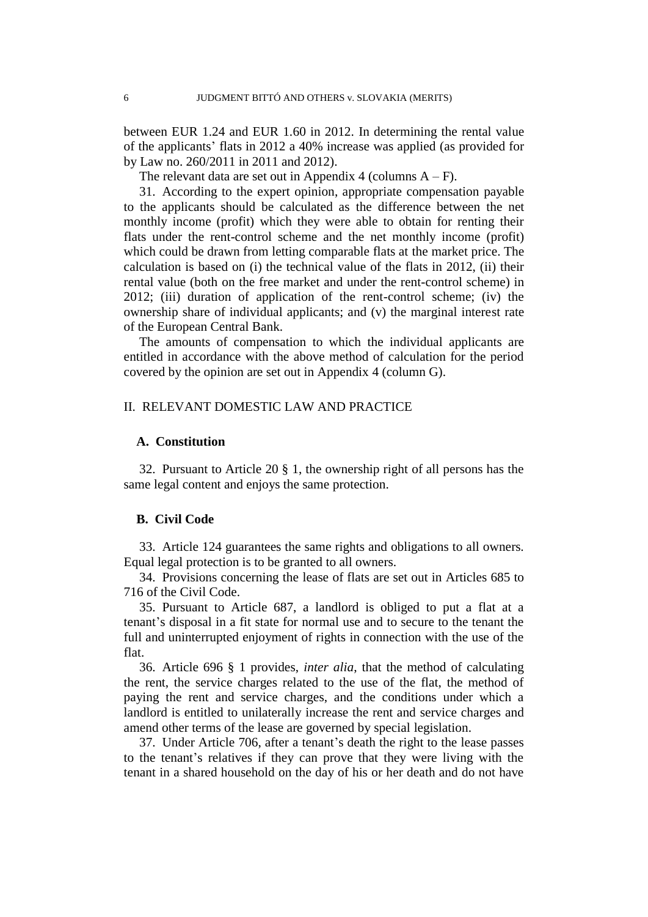between EUR 1.24 and EUR 1.60 in 2012. In determining the rental value of the applicants' flats in 2012 a 40% increase was applied (as provided for by Law no. 260/2011 in 2011 and 2012).

The relevant data are set out in Appendix 4 (columns A – F).

31. According to the expert opinion, appropriate compensation payable to the applicants should be calculated as the difference between the net monthly income (profit) which they were able to obtain for renting their flats under the rent-control scheme and the net monthly income (profit) which could be drawn from letting comparable flats at the market price. The calculation is based on (i) the technical value of the flats in 2012, (ii) their rental value (both on the free market and under the rent-control scheme) in 2012; (iii) duration of application of the rent-control scheme; (iv) the ownership share of individual applicants; and (v) the marginal interest rate of the European Central Bank.

The amounts of compensation to which the individual applicants are entitled in accordance with the above method of calculation for the period covered by the opinion are set out in Appendix 4 (column G).

## II. RELEVANT DOMESTIC LAW AND PRACTICE

### A. Constitution

32. Pursuant to Article 20 § 1, the ownership right of all persons has the same legal content and enjoys the same protection.

### B. Civil Code

33. Article 124 guarantees the same rights and obligations to all owners. Equal legal protection is to be granted to all owners.

34. Provisions concerning the lease of flats are set out in Articles 685 to 716 of the Civil Code.

35. Pursuant to Article 687, a landlord is obliged to put a flat at a tenant's disposal in a fit state for normal use and to secure to the tenant the full and uninterrupted enjoyment of rights in connection with the use of the flat.

36. Article 696 § 1 provides, *inter alia*, that the method of calculating the rent, the service charges related to the use of the flat, the method of paying the rent and service charges, and the conditions under which a landlord is entitled to unilaterally increase the rent and service charges and amend other terms of the lease are governed by special legislation.

37. Under Article 706, after a tenant's death the right to the lease passes to the tenant's relatives if they can prove that they were living with the tenant in a shared household on the day of his or her death and do not have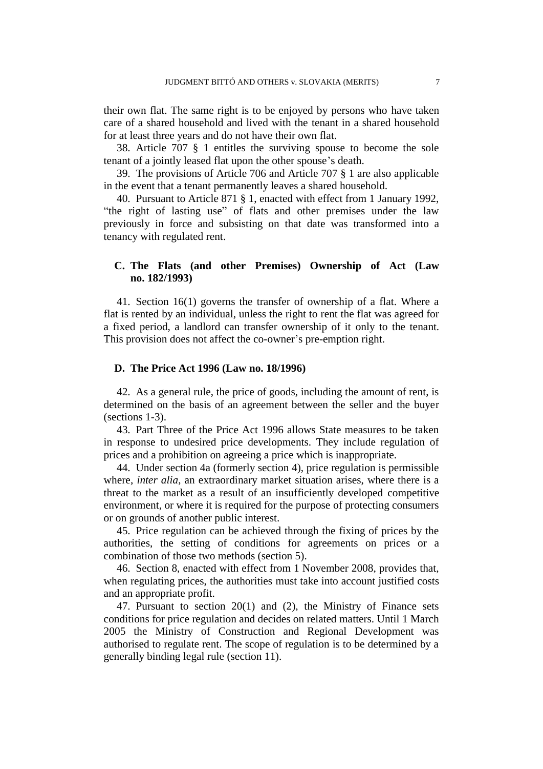their own flat. The same right is to be enjoyed by persons who have taken care of a shared household and lived with the tenant in a shared household for at least three years and do not have their own flat.

38. Article 707 § 1 entitles the surviving spouse to become the sole tenant of a jointly leased flat upon the other spouse's death.

39. The provisions of Article 706 and Article 707 § 1 are also applicable in the event that a tenant permanently leaves a shared household.

40. Pursuant to Article 871 § 1, enacted with effect from 1 January 1992, "the right of lasting use" of flats and other premises under the law previously in force and subsisting on that date was transformed into a tenancy with regulated rent.

### C. The Flats (and other Premises) Ownership of Act (Law no. 182/1993)

41. Section 16(1) governs the transfer of ownership of a flat. Where a flat is rented by an individual, unless the right to rent the flat was agreed for a fixed period, a landlord can transfer ownership of it only to the tenant. This provision does not affect the co-owner's pre-emption right.

### D. The Price Act 1996 (Law no. 18/1996)

42. As a general rule, the price of goods, including the amount of rent, is determined on the basis of an agreement between the seller and the buyer (sections 1-3).

43. Part Three of the Price Act 1996 allows State measures to be taken in response to undesired price developments. They include regulation of prices and a prohibition on agreeing a price which is inappropriate.

44. Under section 4a (formerly section 4), price regulation is permissible where, *inter alia*, an extraordinary market situation arises, where there is a threat to the market as a result of an insufficiently developed competitive environment, or where it is required for the purpose of protecting consumers or on grounds of another public interest.

45. Price regulation can be achieved through the fixing of prices by the authorities, the setting of conditions for agreements on prices or a combination of those two methods (section 5).

46. Section 8, enacted with effect from 1 November 2008, provides that, when regulating prices, the authorities must take into account justified costs and an appropriate profit.

47. Pursuant to section 20(1) and (2), the Ministry of Finance sets conditions for price regulation and decides on related matters. Until 1 March 2005 the Ministry of Construction and Regional Development was authorised to regulate rent. The scope of regulation is to be determined by a generally binding legal rule (section 11).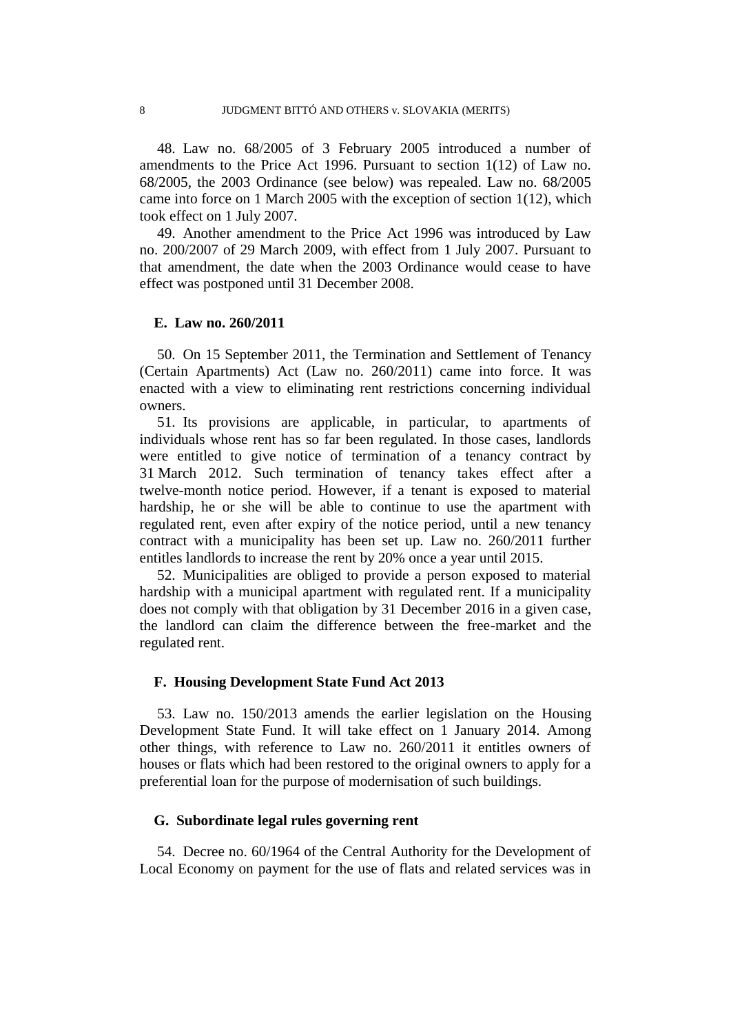48. Law no. 68/2005 of 3 February 2005 introduced a number of amendments to the Price Act 1996. Pursuant to section 1(12) of Law no. 68/2005, the 2003 Ordinance (see below) was repealed. Law no. 68/2005 came into force on 1 March 2005 with the exception of section 1(12), which took effect on 1 July 2007.

49. Another amendment to the Price Act 1996 was introduced by Law no. 200/2007 of 29 March 2009, with effect from 1 July 2007. Pursuant to that amendment, the date when the 2003 Ordinance would cease to have effect was postponed until 31 December 2008.

### E. Law no. 260/2011

50. On 15 September 2011, the Termination and Settlement of Tenancy (Certain Apartments) Act (Law no. 260/2011) came into force. It was enacted with a view to eliminating rent restrictions concerning individual owners.

51. Its provisions are applicable, in particular, to apartments of individuals whose rent has so far been regulated. In those cases, landlords were entitled to give notice of termination of a tenancy contract by 31 March 2012. Such termination of tenancy takes effect after a twelve-month notice period. However, if a tenant is exposed to material hardship, he or she will be able to continue to use the apartment with regulated rent, even after expiry of the notice period, until a new tenancy contract with a municipality has been set up. Law no. 260/2011 further entitles landlords to increase the rent by 20% once a year until 2015.

52. Municipalities are obliged to provide a person exposed to material hardship with a municipal apartment with regulated rent. If a municipality does not comply with that obligation by 31 December 2016 in a given case, the landlord can claim the difference between the free-market and the regulated rent.

### F. Housing Development State Fund Act 2013

53. Law no. 150/2013 amends the earlier legislation on the Housing Development State Fund. It will take effect on 1 January 2014. Among other things, with reference to Law no. 260/2011 it entitles owners of houses or flats which had been restored to the original owners to apply for a preferential loan for the purpose of modernisation of such buildings.

### G. Subordinate legal rules governing rent

54. Decree no. 60/1964 of the Central Authority for the Development of Local Economy on payment for the use of flats and related services was in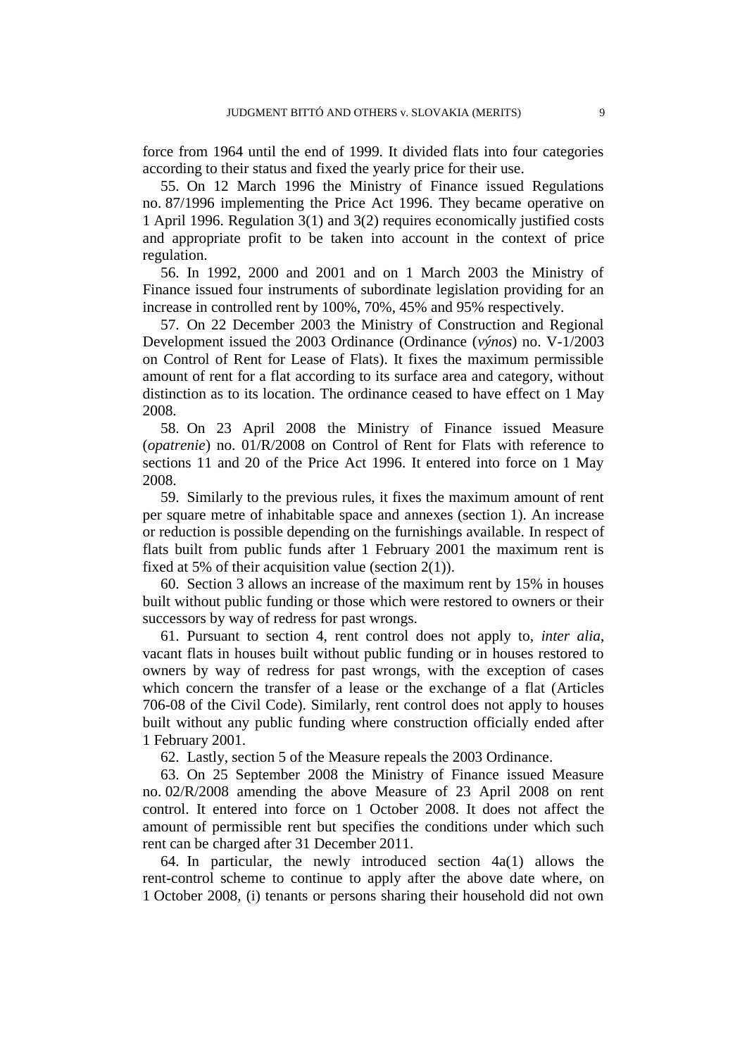force from 1964 until the end of 1999. It divided flats into four categories according to their status and fixed the yearly price for their use.

55. On 12 March 1996 the Ministry of Finance issued Regulations no. 87/1996 implementing the Price Act 1996. They became operative on 1 April 1996. Regulation 3(1) and 3(2) requires economically justified costs and appropriate profit to be taken into account in the context of price regulation.

56. In 1992, 2000 and 2001 and on 1 March 2003 the Ministry of Finance issued four instruments of subordinate legislation providing for an increase in controlled rent by 100%, 70%, 45% and 95% respectively.

57. On 22 December 2003 the Ministry of Construction and Regional Development issued the 2003 Ordinance (Ordinance (*výnos*) no. V-1/2003 on Control of Rent for Lease of Flats). It fixes the maximum permissible amount of rent for a flat according to its surface area and category, without distinction as to its location. The ordinance ceased to have effect on 1 May 2008.

58. On 23 April 2008 the Ministry of Finance issued Measure (*opatrenie*) no. 01/R/2008 on Control of Rent for Flats with reference to sections 11 and 20 of the Price Act 1996. It entered into force on 1 May 2008.

59. Similarly to the previous rules, it fixes the maximum amount of rent per square metre of inhabitable space and annexes (section 1). An increase or reduction is possible depending on the furnishings available. In respect of flats built from public funds after 1 February 2001 the maximum rent is fixed at 5% of their acquisition value (section 2(1)).

60. Section 3 allows an increase of the maximum rent by 15% in houses built without public funding or those which were restored to owners or their successors by way of redress for past wrongs.

61. Pursuant to section 4, rent control does not apply to, *inter alia*, vacant flats in houses built without public funding or in houses restored to owners by way of redress for past wrongs, with the exception of cases which concern the transfer of a lease or the exchange of a flat (Articles 706-08 of the Civil Code). Similarly, rent control does not apply to houses built without any public funding where construction officially ended after 1 February 2001.

62. Lastly, section 5 of the Measure repeals the 2003 Ordinance.

63. On 25 September 2008 the Ministry of Finance issued Measure no. 02/R/2008 amending the above Measure of 23 April 2008 on rent control. It entered into force on 1 October 2008. It does not affect the amount of permissible rent but specifies the conditions under which such rent can be charged after 31 December 2011.

64. In particular, the newly introduced section 4a(1) allows the rent-control scheme to continue to apply after the above date where, on 1 October 2008, (i) tenants or persons sharing their household did not own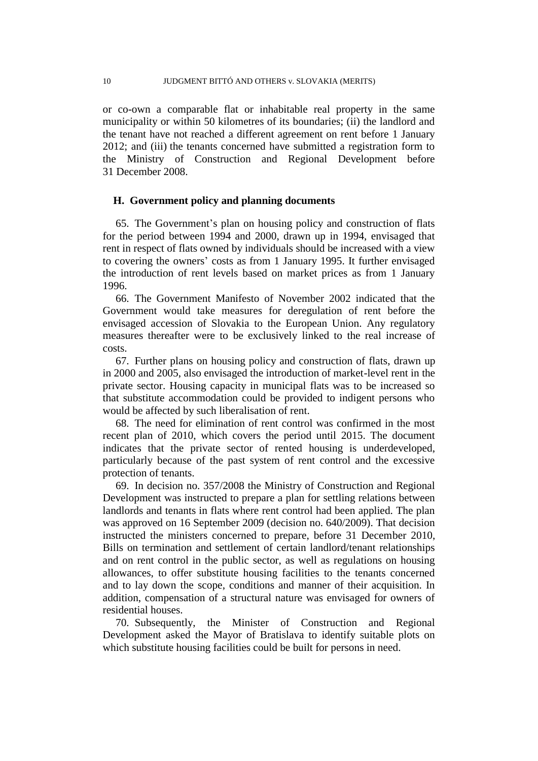or co-own a comparable flat or inhabitable real property in the same municipality or within 50 kilometres of its boundaries; (ii) the landlord and the tenant have not reached a different agreement on rent before 1 January 2012; and (iii) the tenants concerned have submitted a registration form to the Ministry of Construction and Regional Development before 31 December 2008.

## H. Government policy and planning documents

65. The Government's plan on housing policy and construction of flats for the period between 1994 and 2000, drawn up in 1994, envisaged that rent in respect of flats owned by individuals should be increased with a view to covering the owners' costs as from 1 January 1995. It further envisaged the introduction of rent levels based on market prices as from 1 January 1996.

66. The Government Manifesto of November 2002 indicated that the Government would take measures for deregulation of rent before the envisaged accession of Slovakia to the European Union. Any regulatory measures thereafter were to be exclusively linked to the real increase of costs.

67. Further plans on housing policy and construction of flats, drawn up in 2000 and 2005, also envisaged the introduction of market-level rent in the private sector. Housing capacity in municipal flats was to be increased so that substitute accommodation could be provided to indigent persons who would be affected by such liberalisation of rent.

68. The need for elimination of rent control was confirmed in the most recent plan of 2010, which covers the period until 2015. The document indicates that the private sector of rented housing is underdeveloped, particularly because of the past system of rent control and the excessive protection of tenants.

69. In decision no. 357/2008 the Ministry of Construction and Regional Development was instructed to prepare a plan for settling relations between landlords and tenants in flats where rent control had been applied. The plan was approved on 16 September 2009 (decision no. 640/2009). That decision instructed the ministers concerned to prepare, before 31 December 2010, Bills on termination and settlement of certain landlord/tenant relationships and on rent control in the public sector, as well as regulations on housing allowances, to offer substitute housing facilities to the tenants concerned and to lay down the scope, conditions and manner of their acquisition. In addition, compensation of a structural nature was envisaged for owners of residential houses.

70. Subsequently, the Minister of Construction and Regional Development asked the Mayor of Bratislava to identify suitable plots on which substitute housing facilities could be built for persons in need.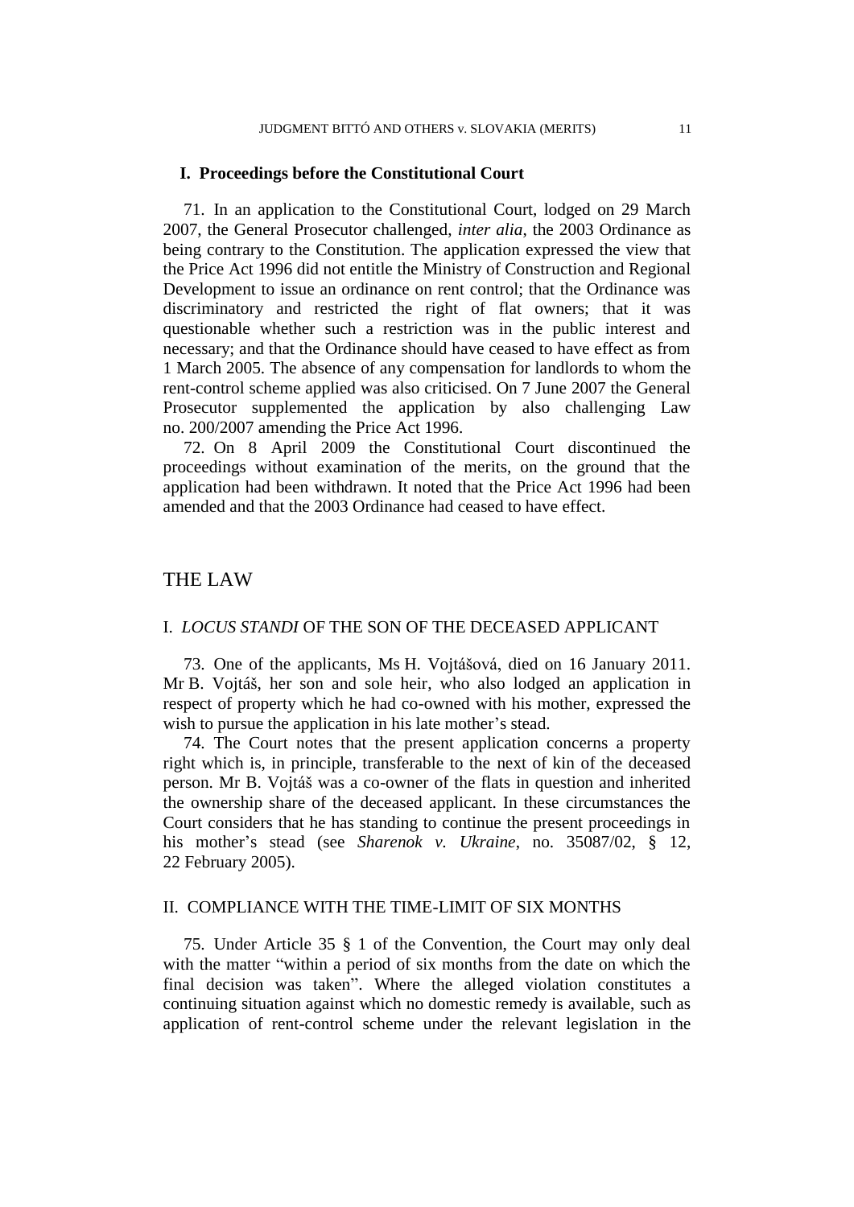### I. Proceedings before the Constitutional Court

71. In an application to the Constitutional Court, lodged on 29 March 2007, the General Prosecutor challenged, *inter alia*, the 2003 Ordinance as being contrary to the Constitution. The application expressed the view that the Price Act 1996 did not entitle the Ministry of Construction and Regional Development to issue an ordinance on rent control; that the Ordinance was discriminatory and restricted the right of flat owners; that it was questionable whether such a restriction was in the public interest and necessary; and that the Ordinance should have ceased to have effect as from 1 March 2005. The absence of any compensation for landlords to whom the rent-control scheme applied was also criticised. On 7 June 2007 the General Prosecutor supplemented the application by also challenging Law no. 200/2007 amending the Price Act 1996.

72. On 8 April 2009 the Constitutional Court discontinued the proceedings without examination of the merits, on the ground that the application had been withdrawn. It noted that the Price Act 1996 had been amended and that the 2003 Ordinance had ceased to have effect.

# THE LAW

## I. *LOCUS STANDI* OF THE SON OF THE DECEASED APPLICANT

73. One of the applicants, Ms H. Vojtášová, died on 16 January 2011. Mr B. Vojtáš, her son and sole heir, who also lodged an application in respect of property which he had co-owned with his mother, expressed the wish to pursue the application in his late mother's stead.

74. The Court notes that the present application concerns a property right which is, in principle, transferable to the next of kin of the deceased person. Mr B. Vojtáš was a co-owner of the flats in question and inherited the ownership share of the deceased applicant. In these circumstances the Court considers that he has standing to continue the present proceedings in his mother's stead (see *Sharenok v. Ukraine*, no. 35087/02, § 12, 22 February 2005).

## II. COMPLIANCE WITH THE TIME-LIMIT OF SIX MONTHS

75. Under Article 35 § 1 of the Convention, the Court may only deal with the matter "within a period of six months from the date on which the final decision was taken". Where the alleged violation constitutes a continuing situation against which no domestic remedy is available, such as application of rent-control scheme under the relevant legislation in the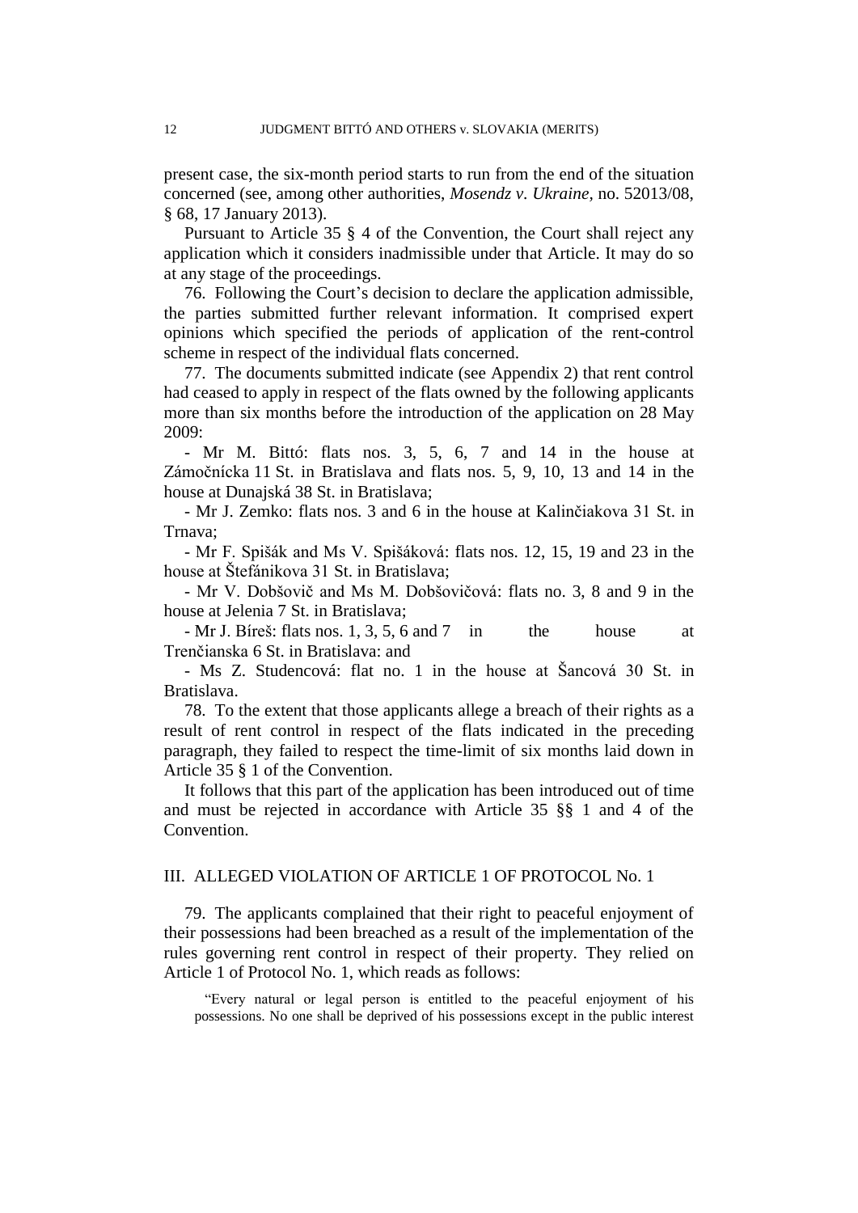present case, the six-month period starts to run from the end of the situation concerned (see, among other authorities, *Mosendz v. Ukraine*, no. 52013/08, § 68, 17 January 2013).

Pursuant to Article 35 § 4 of the Convention, the Court shall reject any application which it considers inadmissible under that Article. It may do so at any stage of the proceedings.

76. Following the Court's decision to declare the application admissible, the parties submitted further relevant information. It comprised expert opinions which specified the periods of application of the rent-control scheme in respect of the individual flats concerned.

77. The documents submitted indicate (see Appendix 2) that rent control had ceased to apply in respect of the flats owned by the following applicants more than six months before the introduction of the application on 28 May 2009:

- Mr M. Bittó: flats nos. 3, 5, 6, 7 and 14 in the house at Zámočnícka 11 St. in Bratislava and flats nos. 5, 9, 10, 13 and 14 in the house at Dunajská 38 St. in Bratislava;
- Mr J. Zemko: flats nos. 3 and 6 in the house at Kalinčiakova 31 St. in Trnava;
- Mr F. Spišák and Ms V. Spišáková: flats nos. 12, 15, 19 and 23 in the house at Štefánikova 31 St. in Bratislava;
- Mr V. Dobšovič and Ms M. Dobšovičová: flats no. 3, 8 and 9 in the house at Jelenia 7 St. in Bratislava;
- Mr J. Bíreš: flats nos. 1, 3, 5, 6 and 7 in the house at Trenčianska 6 St. in Bratislava: and
- Ms Z. Studencová: flat no. 1 in the house at Šancová 30 St. in Bratislava.

78. To the extent that those applicants allege a breach of their rights as a result of rent control in respect of the flats indicated in the preceding paragraph, they failed to respect the time-limit of six months laid down in Article 35 § 1 of the Convention.

It follows that this part of the application has been introduced out of time and must be rejected in accordance with Article 35 §§ 1 and 4 of the Convention.

## III. ALLEGED VIOLATION OF ARTICLE 1 OF PROTOCOL No. 1

79. The applicants complained that their right to peaceful enjoyment of their possessions had been breached as a result of the implementation of the rules governing rent control in respect of their property. They relied on Article 1 of Protocol No. 1, which reads as follows:

> "Every natural or legal person is entitled to the peaceful enjoyment of his possessions. No one shall be deprived of his possessions except in the public interest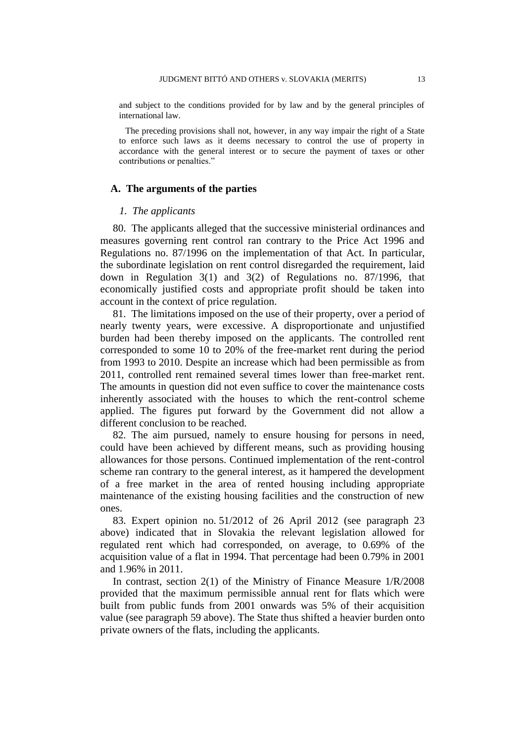and subject to the conditions provided for by law and by the general principles of international law.

The preceding provisions shall not, however, in any way impair the right of a State to enforce such laws as it deems necessary to control the use of property in accordance with the general interest or to secure the payment of taxes or other contributions or penalties."

## A. The arguments of the parties

### *1. The applicants*

80. The applicants alleged that the successive ministerial ordinances and measures governing rent control ran contrary to the Price Act 1996 and Regulations no. 87/1996 on the implementation of that Act. In particular, the subordinate legislation on rent control disregarded the requirement, laid down in Regulation 3(1) and 3(2) of Regulations no. 87/1996, that economically justified costs and appropriate profit should be taken into account in the context of price regulation.

81. The limitations imposed on the use of their property, over a period of nearly twenty years, were excessive. A disproportionate and unjustified burden had been thereby imposed on the applicants. The controlled rent corresponded to some 10 to 20% of the free-market rent during the period from 1993 to 2010. Despite an increase which had been permissible as from 2011, controlled rent remained several times lower than free-market rent. The amounts in question did not even suffice to cover the maintenance costs inherently associated with the houses to which the rent-control scheme applied. The figures put forward by the Government did not allow a different conclusion to be reached.

82. The aim pursued, namely to ensure housing for persons in need, could have been achieved by different means, such as providing housing allowances for those persons. Continued implementation of the rent-control scheme ran contrary to the general interest, as it hampered the development of a free market in the area of rented housing including appropriate maintenance of the existing housing facilities and the construction of new ones.

83. Expert opinion no. 51/2012 of 26 April 2012 (see paragraph 23 above) indicated that in Slovakia the relevant legislation allowed for regulated rent which had corresponded, on average, to 0.69% of the acquisition value of a flat in 1994. That percentage had been 0.79% in 2001 and 1.96% in 2011.

In contrast, section 2(1) of the Ministry of Finance Measure 1/R/2008 provided that the maximum permissible annual rent for flats which were built from public funds from 2001 onwards was 5% of their acquisition value (see paragraph 59 above). The State thus shifted a heavier burden onto private owners of the flats, including the applicants.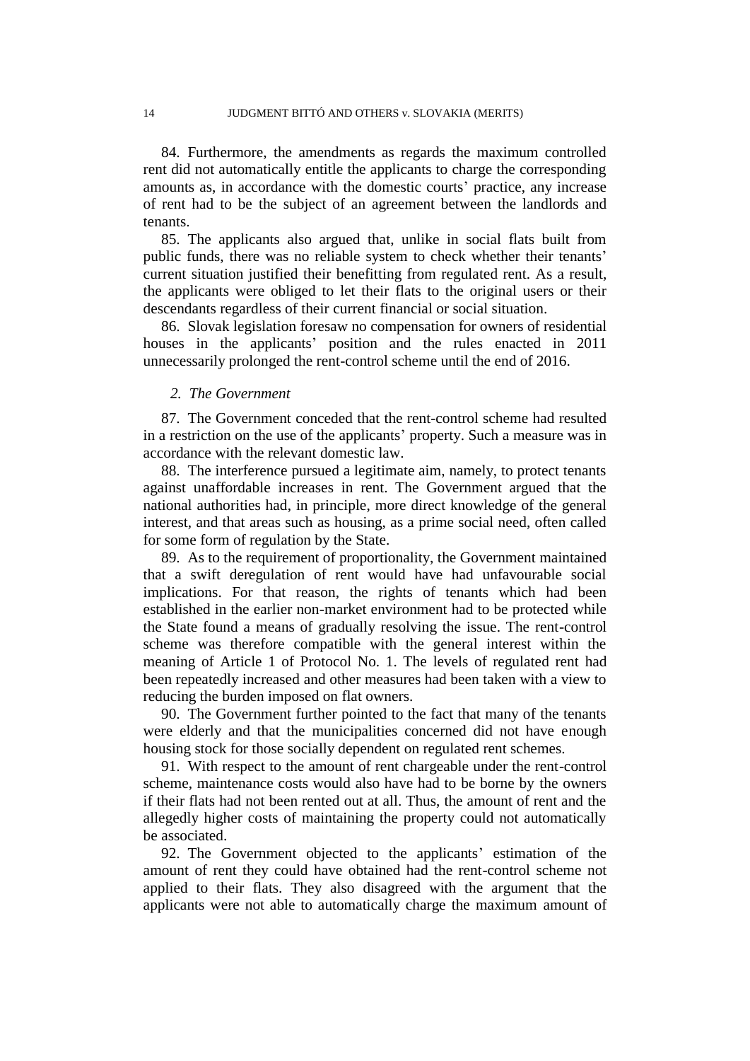84. Furthermore, the amendments as regards the maximum controlled rent did not automatically entitle the applicants to charge the corresponding amounts as, in accordance with the domestic courts' practice, any increase of rent had to be the subject of an agreement between the landlords and tenants.

85. The applicants also argued that, unlike in social flats built from public funds, there was no reliable system to check whether their tenants' current situation justified their benefitting from regulated rent. As a result, the applicants were obliged to let their flats to the original users or their descendants regardless of their current financial or social situation.

86. Slovak legislation foresaw no compensation for owners of residential houses in the applicants' position and the rules enacted in 2011 unnecessarily prolonged the rent-control scheme until the end of 2016.

### *2. The Government*

87. The Government conceded that the rent-control scheme had resulted in a restriction on the use of the applicants' property. Such a measure was in accordance with the relevant domestic law.

88. The interference pursued a legitimate aim, namely, to protect tenants against unaffordable increases in rent. The Government argued that the national authorities had, in principle, more direct knowledge of the general interest, and that areas such as housing, as a prime social need, often called for some form of regulation by the State.

89. As to the requirement of proportionality, the Government maintained that a swift deregulation of rent would have had unfavourable social implications. For that reason, the rights of tenants which had been established in the earlier non-market environment had to be protected while the State found a means of gradually resolving the issue. The rent-control scheme was therefore compatible with the general interest within the meaning of Article 1 of Protocol No. 1. The levels of regulated rent had been repeatedly increased and other measures had been taken with a view to reducing the burden imposed on flat owners.

90. The Government further pointed to the fact that many of the tenants were elderly and that the municipalities concerned did not have enough housing stock for those socially dependent on regulated rent schemes.

91. With respect to the amount of rent chargeable under the rent-control scheme, maintenance costs would also have had to be borne by the owners if their flats had not been rented out at all. Thus, the amount of rent and the allegedly higher costs of maintaining the property could not automatically be associated.

92. The Government objected to the applicants' estimation of the amount of rent they could have obtained had the rent-control scheme not applied to their flats. They also disagreed with the argument that the applicants were not able to automatically charge the maximum amount of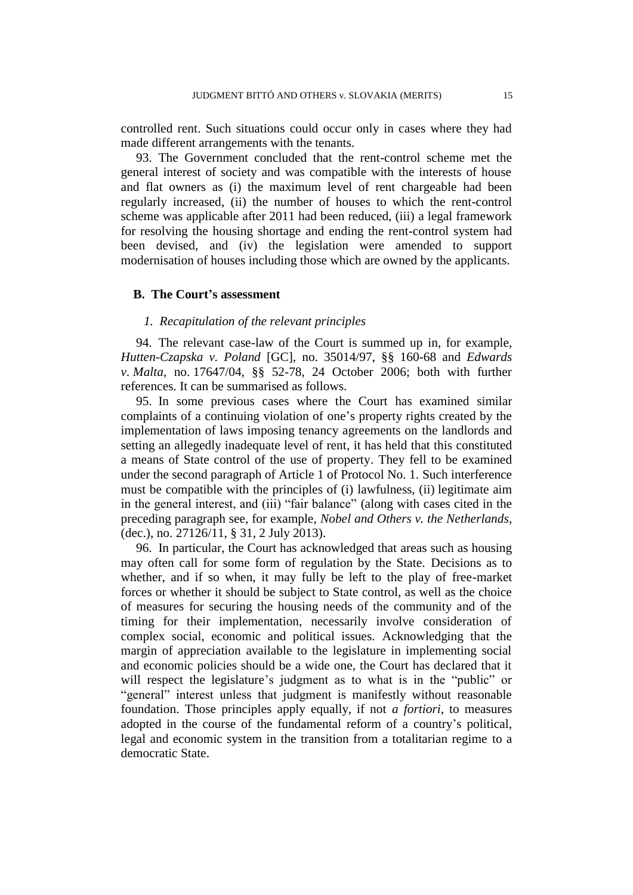controlled rent. Such situations could occur only in cases where they had made different arrangements with the tenants.

93. The Government concluded that the rent-control scheme met the general interest of society and was compatible with the interests of house and flat owners as (i) the maximum level of rent chargeable had been regularly increased, (ii) the number of houses to which the rent-control scheme was applicable after 2011 had been reduced, (iii) a legal framework for resolving the housing shortage and ending the rent-control system had been devised, and (iv) the legislation were amended to support modernisation of houses including those which are owned by the applicants.

### B. The Court's assessment

#### *1. Recapitulation of the relevant principles*

94. The relevant case-law of the Court is summed up in, for example, *Hutten-Czapska v. Poland* [GC], no. 35014/97, §§ 160-68 and *Edwards v. Malta*, no. 17647/04, §§ 52-78, 24 October 2006; both with further references. It can be summarised as follows.

95. In some previous cases where the Court has examined similar complaints of a continuing violation of one's property rights created by the implementation of laws imposing tenancy agreements on the landlords and setting an allegedly inadequate level of rent, it has held that this constituted a means of State control of the use of property. They fell to be examined under the second paragraph of Article 1 of Protocol No. 1. Such interference must be compatible with the principles of (i) lawfulness, (ii) legitimate aim in the general interest, and (iii) "fair balance" (along with cases cited in the preceding paragraph see, for example, *Nobel and Others v. the Netherlands*, (dec.), no. 27126/11, § 31, 2 July 2013).

96. In particular, the Court has acknowledged that areas such as housing may often call for some form of regulation by the State. Decisions as to whether, and if so when, it may fully be left to the play of free-market forces or whether it should be subject to State control, as well as the choice of measures for securing the housing needs of the community and of the timing for their implementation, necessarily involve consideration of complex social, economic and political issues. Acknowledging that the margin of appreciation available to the legislature in implementing social and economic policies should be a wide one, the Court has declared that it will respect the legislature's judgment as to what is in the "public" or "general" interest unless that judgment is manifestly without reasonable foundation. Those principles apply equally, if not *a fortiori*, to measures adopted in the course of the fundamental reform of a country's political, legal and economic system in the transition from a totalitarian regime to a democratic State.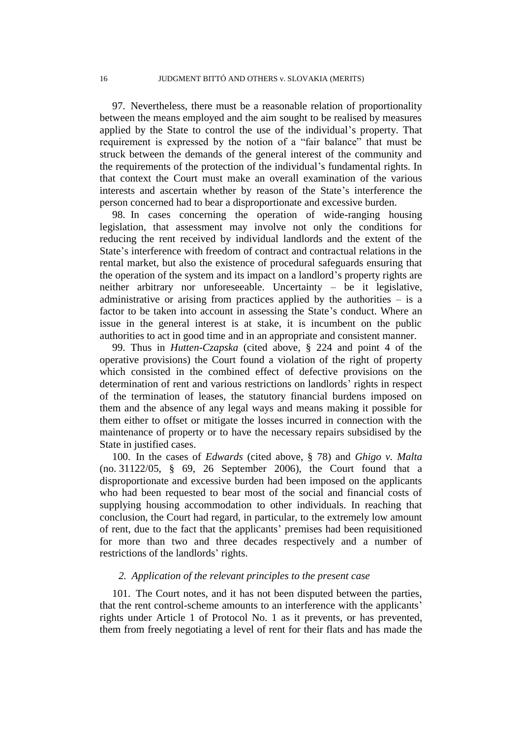97. Nevertheless, there must be a reasonable relation of proportionality between the means employed and the aim sought to be realised by measures applied by the State to control the use of the individual's property. That requirement is expressed by the notion of a "fair balance" that must be struck between the demands of the general interest of the community and the requirements of the protection of the individual's fundamental rights. In that context the Court must make an overall examination of the various interests and ascertain whether by reason of the State's interference the person concerned had to bear a disproportionate and excessive burden.

98. In cases concerning the operation of wide-ranging housing legislation, that assessment may involve not only the conditions for reducing the rent received by individual landlords and the extent of the State's interference with freedom of contract and contractual relations in the rental market, but also the existence of procedural safeguards ensuring that the operation of the system and its impact on a landlord's property rights are neither arbitrary nor unforeseeable. Uncertainty – be it legislative, administrative or arising from practices applied by the authorities – is a factor to be taken into account in assessing the State's conduct. Where an issue in the general interest is at stake, it is incumbent on the public authorities to act in good time and in an appropriate and consistent manner.

99. Thus in *Hutten-Czapska* (cited above, § 224 and point 4 of the operative provisions) the Court found a violation of the right of property which consisted in the combined effect of defective provisions on the determination of rent and various restrictions on landlords' rights in respect of the termination of leases, the statutory financial burdens imposed on them and the absence of any legal ways and means making it possible for them either to offset or mitigate the losses incurred in connection with the maintenance of property or to have the necessary repairs subsidised by the State in justified cases.

100. In the cases of *Edwards* (cited above, § 78) and *Ghigo v. Malta* (no. 31122/05, § 69, 26 September 2006), the Court found that a disproportionate and excessive burden had been imposed on the applicants who had been requested to bear most of the social and financial costs of supplying housing accommodation to other individuals. In reaching that conclusion, the Court had regard, in particular, to the extremely low amount of rent, due to the fact that the applicants' premises had been requisitioned for more than two and three decades respectively and a number of restrictions of the landlords' rights.

### *2. Application of the relevant principles to the present case*

101. The Court notes, and it has not been disputed between the parties, that the rent control-scheme amounts to an interference with the applicants' rights under Article 1 of Protocol No. 1 as it prevents, or has prevented, them from freely negotiating a level of rent for their flats and has made the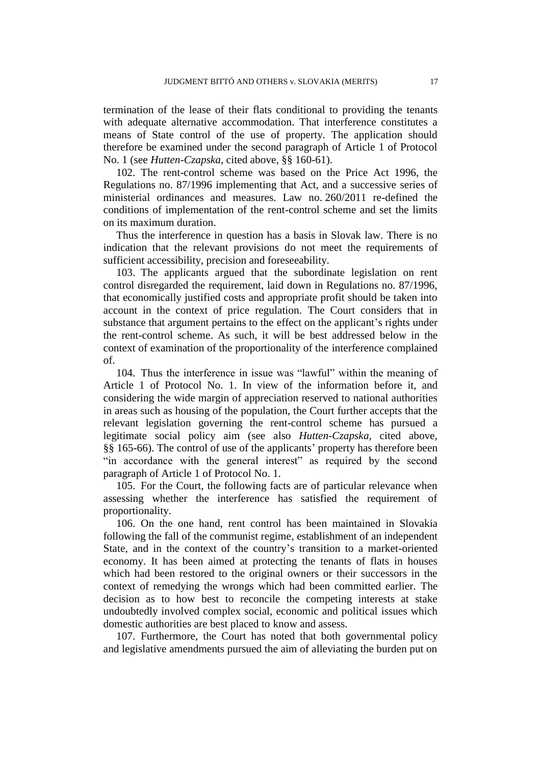termination of the lease of their flats conditional to providing the tenants with adequate alternative accommodation. That interference constitutes a means of State control of the use of property. The application should therefore be examined under the second paragraph of Article 1 of Protocol No. 1 (see *Hutten-Czapska*, cited above, §§ 160-61).

102. The rent-control scheme was based on the Price Act 1996, the Regulations no. 87/1996 implementing that Act, and a successive series of ministerial ordinances and measures. Law no. 260/2011 re-defined the conditions of implementation of the rent-control scheme and set the limits on its maximum duration.

Thus the interference in question has a basis in Slovak law. There is no indication that the relevant provisions do not meet the requirements of sufficient accessibility, precision and foreseeability.

103. The applicants argued that the subordinate legislation on rent control disregarded the requirement, laid down in Regulations no. 87/1996, that economically justified costs and appropriate profit should be taken into account in the context of price regulation. The Court considers that in substance that argument pertains to the effect on the applicant's rights under the rent-control scheme. As such, it will be best addressed below in the context of examination of the proportionality of the interference complained of.

104. Thus the interference in issue was "lawful" within the meaning of Article 1 of Protocol No. 1. In view of the information before it, and considering the wide margin of appreciation reserved to national authorities in areas such as housing of the population, the Court further accepts that the relevant legislation governing the rent-control scheme has pursued a legitimate social policy aim (see also *Hutten-Czapska*, cited above, §§ 165-66). The control of use of the applicants' property has therefore been "in accordance with the general interest" as required by the second paragraph of Article 1 of Protocol No. 1.

105. For the Court, the following facts are of particular relevance when assessing whether the interference has satisfied the requirement of proportionality.

106. On the one hand, rent control has been maintained in Slovakia following the fall of the communist regime, establishment of an independent State, and in the context of the country's transition to a market-oriented economy. It has been aimed at protecting the tenants of flats in houses which had been restored to the original owners or their successors in the context of remedying the wrongs which had been committed earlier. The decision as to how best to reconcile the competing interests at stake undoubtedly involved complex social, economic and political issues which domestic authorities are best placed to know and assess.

107. Furthermore, the Court has noted that both governmental policy and legislative amendments pursued the aim of alleviating the burden put on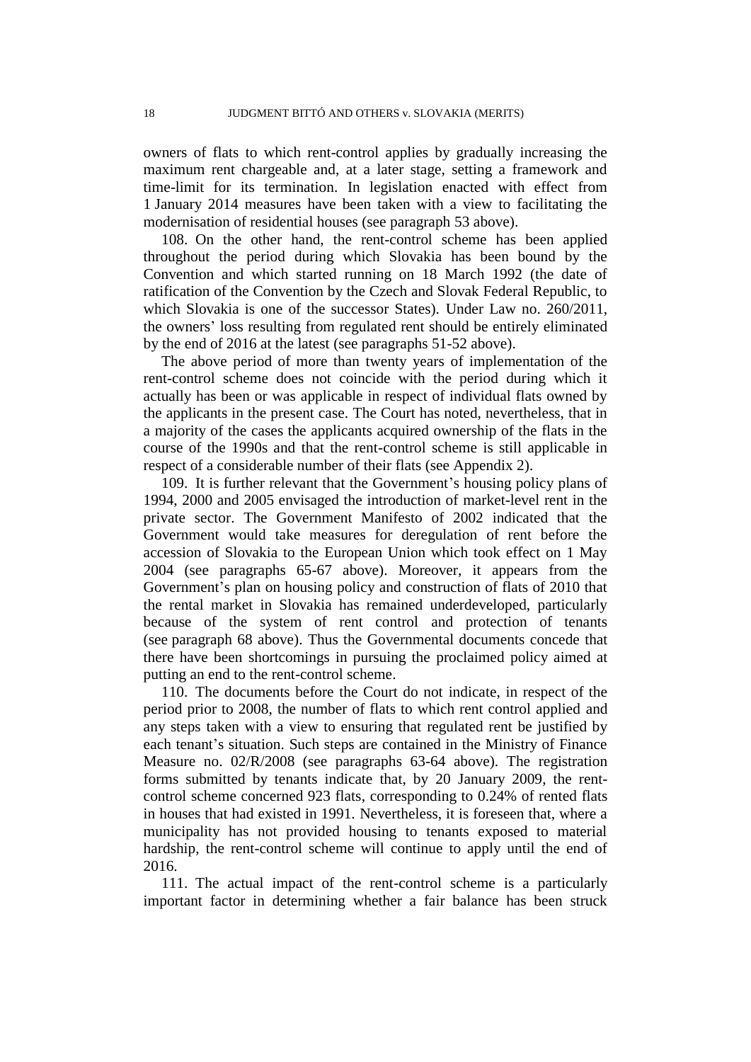owners of flats to which rent-control applies by gradually increasing the maximum rent chargeable and, at a later stage, setting a framework and time-limit for its termination. In legislation enacted with effect from 1 January 2014 measures have been taken with a view to facilitating the modernisation of residential houses (see paragraph 53 above).

108. On the other hand, the rent-control scheme has been applied throughout the period during which Slovakia has been bound by the Convention and which started running on 18 March 1992 (the date of ratification of the Convention by the Czech and Slovak Federal Republic, to which Slovakia is one of the successor States). Under Law no. 260/2011, the owners' loss resulting from regulated rent should be entirely eliminated by the end of 2016 at the latest (see paragraphs 51-52 above).

The above period of more than twenty years of implementation of the rent-control scheme does not coincide with the period during which it actually has been or was applicable in respect of individual flats owned by the applicants in the present case. The Court has noted, nevertheless, that in a majority of the cases the applicants acquired ownership of the flats in the course of the 1990s and that the rent-control scheme is still applicable in respect of a considerable number of their flats (see Appendix 2).

109. It is further relevant that the Government's housing policy plans of 1994, 2000 and 2005 envisaged the introduction of market-level rent in the private sector. The Government Manifesto of 2002 indicated that the Government would take measures for deregulation of rent before the accession of Slovakia to the European Union which took effect on 1 May 2004 (see paragraphs 65-67 above). Moreover, it appears from the Government's plan on housing policy and construction of flats of 2010 that the rental market in Slovakia has remained underdeveloped, particularly because of the system of rent control and protection of tenants (see paragraph 68 above). Thus the Governmental documents concede that there have been shortcomings in pursuing the proclaimed policy aimed at putting an end to the rent-control scheme.

110. The documents before the Court do not indicate, in respect of the period prior to 2008, the number of flats to which rent control applied and any steps taken with a view to ensuring that regulated rent be justified by each tenant's situation. Such steps are contained in the Ministry of Finance Measure no. 02/R/2008 (see paragraphs 63-64 above). The registration forms submitted by tenants indicate that, by 20 January 2009, the rent-control scheme concerned 923 flats, corresponding to 0.24% of rented flats in houses that had existed in 1991. Nevertheless, it is foreseen that, where a municipality has not provided housing to tenants exposed to material hardship, the rent-control scheme will continue to apply until the end of 2016.

111. The actual impact of the rent-control scheme is a particularly important factor in determining whether a fair balance has been struck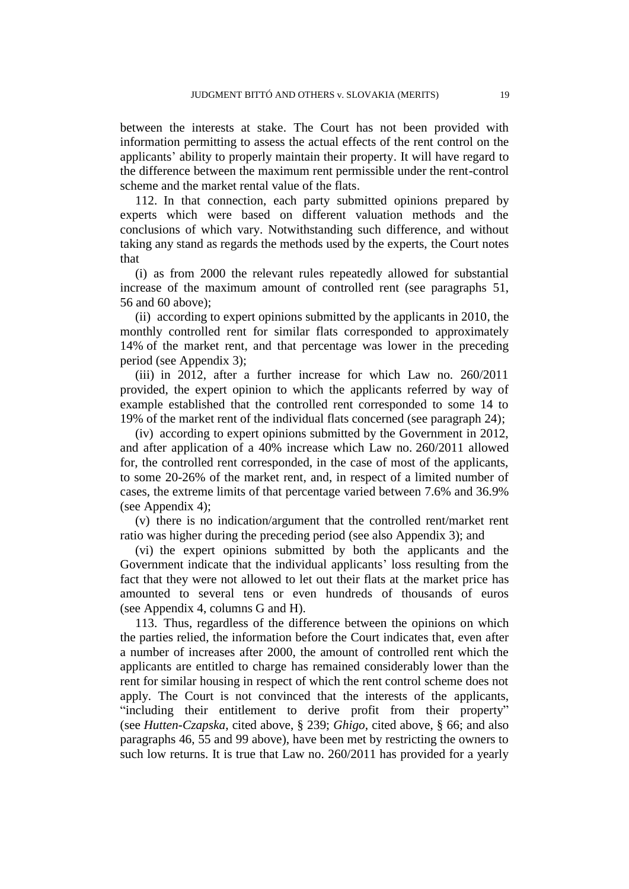between the interests at stake. The Court has not been provided with information permitting to assess the actual effects of the rent control on the applicants' ability to properly maintain their property. It will have regard to the difference between the maximum rent permissible under the rent-control scheme and the market rental value of the flats.

112. In that connection, each party submitted opinions prepared by experts which were based on different valuation methods and the conclusions of which vary. Notwithstanding such difference, and without taking any stand as regards the methods used by the experts, the Court notes that

(i) as from 2000 the relevant rules repeatedly allowed for substantial increase of the maximum amount of controlled rent (see paragraphs 51, 56 and 60 above);

(ii) according to expert opinions submitted by the applicants in 2010, the monthly controlled rent for similar flats corresponded to approximately 14% of the market rent, and that percentage was lower in the preceding period (see Appendix 3);

(iii) in 2012, after a further increase for which Law no. 260/2011 provided, the expert opinion to which the applicants referred by way of example established that the controlled rent corresponded to some 14 to 19% of the market rent of the individual flats concerned (see paragraph 24);

(iv) according to expert opinions submitted by the Government in 2012, and after application of a 40% increase which Law no. 260/2011 allowed for, the controlled rent corresponded, in the case of most of the applicants, to some 20-26% of the market rent, and, in respect of a limited number of cases, the extreme limits of that percentage varied between 7.6% and 36.9% (see Appendix 4);

(v) there is no indication/argument that the controlled rent/market rent ratio was higher during the preceding period (see also Appendix 3); and

(vi) the expert opinions submitted by both the applicants and the Government indicate that the individual applicants' loss resulting from the fact that they were not allowed to let out their flats at the market price has amounted to several tens or even hundreds of thousands of euros (see Appendix 4, columns G and H).

113. Thus, regardless of the difference between the opinions on which the parties relied, the information before the Court indicates that, even after a number of increases after 2000, the amount of controlled rent which the applicants are entitled to charge has remained considerably lower than the rent for similar housing in respect of which the rent control scheme does not apply. The Court is not convinced that the interests of the applicants, "including their entitlement to derive profit from their property" (see *Hutten-Czapska*, cited above, § 239; *Ghigo*, cited above, § 66; and also paragraphs 46, 55 and 99 above), have been met by restricting the owners to such low returns. It is true that Law no. 260/2011 has provided for a yearly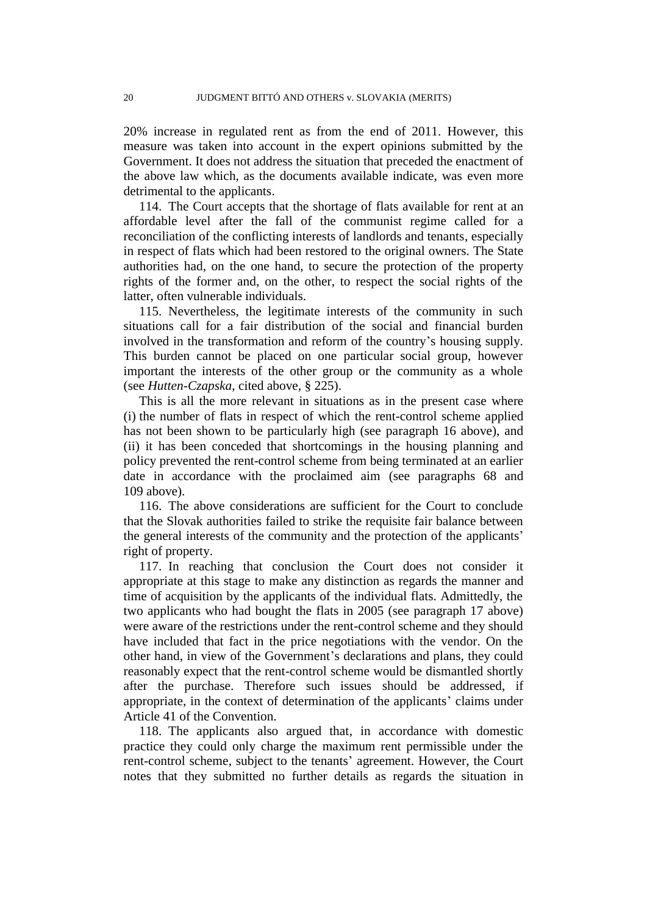20% increase in regulated rent as from the end of 2011. However, this measure was taken into account in the expert opinions submitted by the Government. It does not address the situation that preceded the enactment of the above law which, as the documents available indicate, was even more detrimental to the applicants.

114. The Court accepts that the shortage of flats available for rent at an affordable level after the fall of the communist regime called for a reconciliation of the conflicting interests of landlords and tenants, especially in respect of flats which had been restored to the original owners. The State authorities had, on the one hand, to secure the protection of the property rights of the former and, on the other, to respect the social rights of the latter, often vulnerable individuals.

115. Nevertheless, the legitimate interests of the community in such situations call for a fair distribution of the social and financial burden involved in the transformation and reform of the country's housing supply. This burden cannot be placed on one particular social group, however important the interests of the other group or the community as a whole (see *Hutten-Czapska*, cited above, § 225).

This is all the more relevant in situations as in the present case where (i) the number of flats in respect of which the rent-control scheme applied has not been shown to be particularly high (see paragraph 16 above), and (ii) it has been conceded that shortcomings in the housing planning and policy prevented the rent-control scheme from being terminated at an earlier date in accordance with the proclaimed aim (see paragraphs 68 and 109 above).

116. The above considerations are sufficient for the Court to conclude that the Slovak authorities failed to strike the requisite fair balance between the general interests of the community and the protection of the applicants' right of property.

117. In reaching that conclusion the Court does not consider it appropriate at this stage to make any distinction as regards the manner and time of acquisition by the applicants of the individual flats. Admittedly, the two applicants who had bought the flats in 2005 (see paragraph 17 above) were aware of the restrictions under the rent-control scheme and they should have included that fact in the price negotiations with the vendor. On the other hand, in view of the Government's declarations and plans, they could reasonably expect that the rent-control scheme would be dismantled shortly after the purchase. Therefore such issues should be addressed, if appropriate, in the context of determination of the applicants' claims under Article 41 of the Convention.

118. The applicants also argued that, in accordance with domestic practice they could only charge the maximum rent permissible under the rent-control scheme, subject to the tenants' agreement. However, the Court notes that they submitted no further details as regards the situation in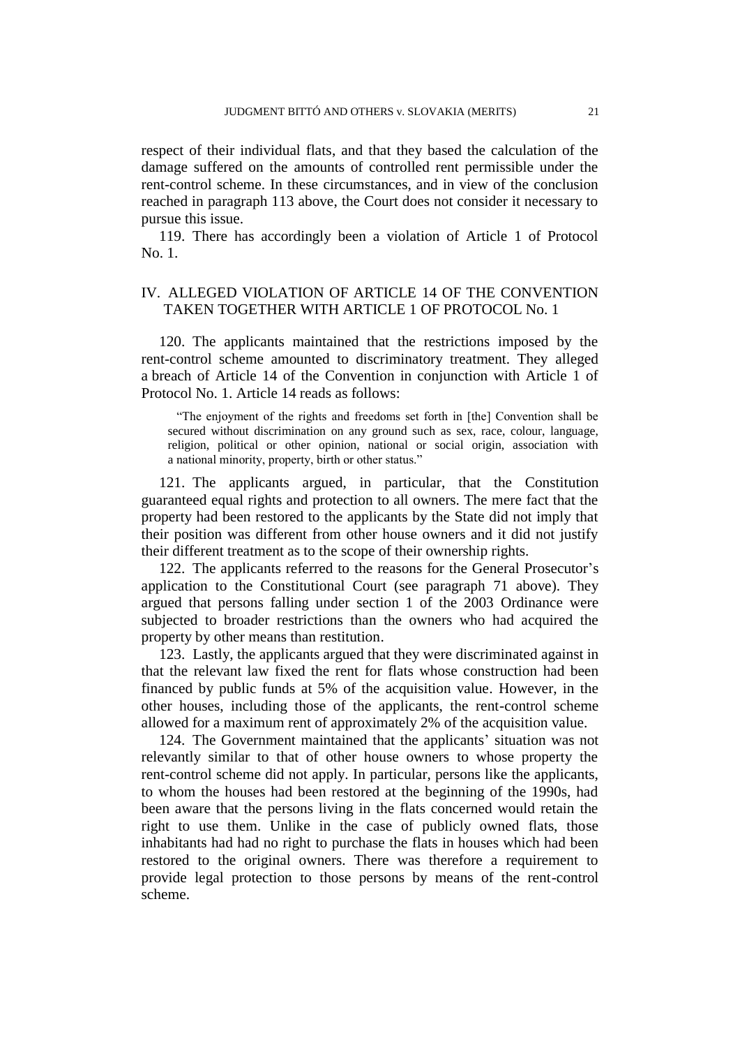respect of their individual flats, and that they based the calculation of the damage suffered on the amounts of controlled rent permissible under the rent-control scheme. In these circumstances, and in view of the conclusion reached in paragraph 113 above, the Court does not consider it necessary to pursue this issue.

119. There has accordingly been a violation of Article 1 of Protocol No. 1.

## IV. ALLEGED VIOLATION OF ARTICLE 14 OF THE CONVENTION TAKEN TOGETHER WITH ARTICLE 1 OF PROTOCOL No. 1

120. The applicants maintained that the restrictions imposed by the rent-control scheme amounted to discriminatory treatment. They alleged a breach of Article 14 of the Convention in conjunction with Article 1 of Protocol No. 1. Article 14 reads as follows:

> "The enjoyment of the rights and freedoms set forth in [the] Convention shall be secured without discrimination on any ground such as sex, race, colour, language, religion, political or other opinion, national or social origin, association with a national minority, property, birth or other status."

121. The applicants argued, in particular, that the Constitution guaranteed equal rights and protection to all owners. The mere fact that the property had been restored to the applicants by the State did not imply that their position was different from other house owners and it did not justify their different treatment as to the scope of their ownership rights.

122. The applicants referred to the reasons for the General Prosecutor's application to the Constitutional Court (see paragraph 71 above). They argued that persons falling under section 1 of the 2003 Ordinance were subjected to broader restrictions than the owners who had acquired the property by other means than restitution.

123. Lastly, the applicants argued that they were discriminated against in that the relevant law fixed the rent for flats whose construction had been financed by public funds at 5% of the acquisition value. However, in the other houses, including those of the applicants, the rent-control scheme allowed for a maximum rent of approximately 2% of the acquisition value.

124. The Government maintained that the applicants' situation was not relevantly similar to that of other house owners to whose property the rent-control scheme did not apply. In particular, persons like the applicants, to whom the houses had been restored at the beginning of the 1990s, had been aware that the persons living in the flats concerned would retain the right to use them. Unlike in the case of publicly owned flats, those inhabitants had had no right to purchase the flats in houses which had been restored to the original owners. There was therefore a requirement to provide legal protection to those persons by means of the rent-control scheme.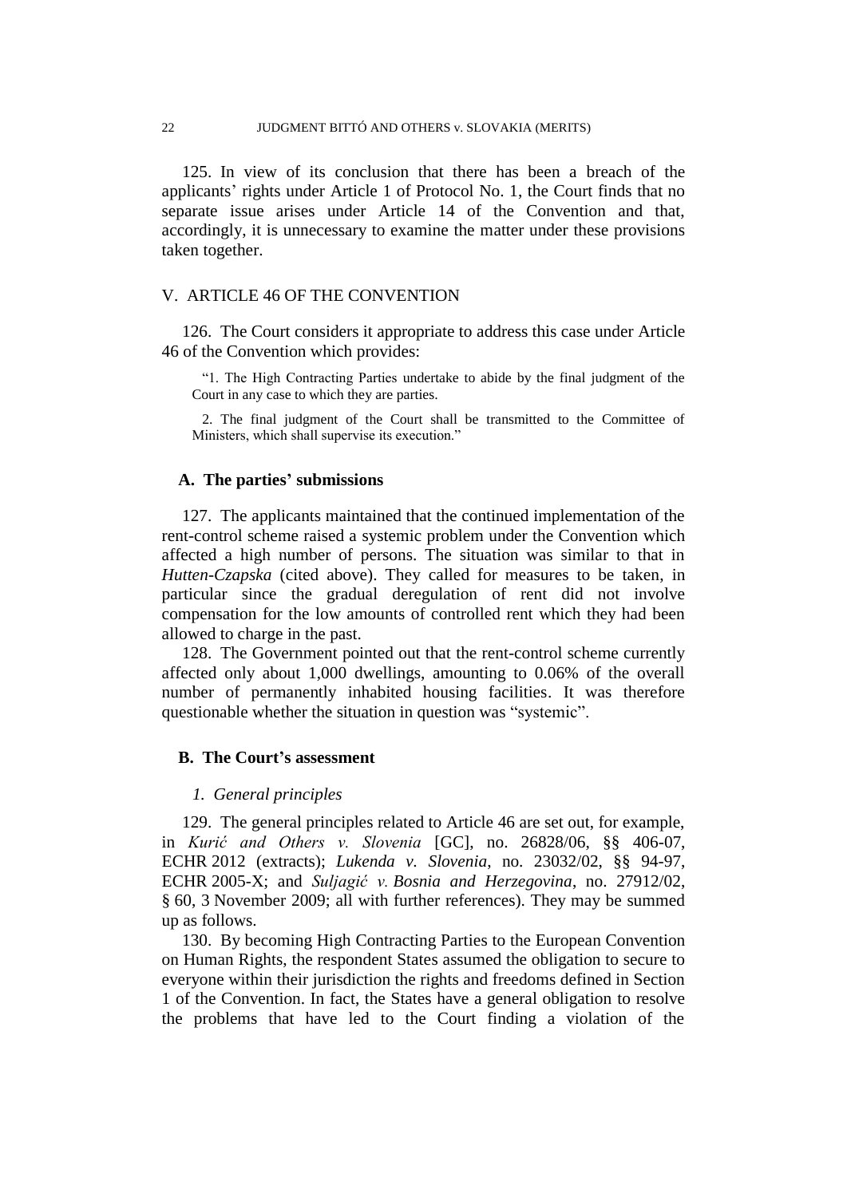125. In view of its conclusion that there has been a breach of the applicants' rights under Article 1 of Protocol No. 1, the Court finds that no separate issue arises under Article 14 of the Convention and that, accordingly, it is unnecessary to examine the matter under these provisions taken together.

## V. ARTICLE 46 OF THE CONVENTION

126. The Court considers it appropriate to address this case under Article 46 of the Convention which provides:

> "1. The High Contracting Parties undertake to abide by the final judgment of the Court in any case to which they are parties.
>
> 2. The final judgment of the Court shall be transmitted to the Committee of Ministers, which shall supervise its execution."

### A. The parties' submissions

127. The applicants maintained that the continued implementation of the rent-control scheme raised a systemic problem under the Convention which affected a high number of persons. The situation was similar to that in *Hutten-Czapska* (cited above). They called for measures to be taken, in particular since the gradual deregulation of rent did not involve compensation for the low amounts of controlled rent which they had been allowed to charge in the past.

128. The Government pointed out that the rent-control scheme currently affected only about 1,000 dwellings, amounting to 0.06% of the overall number of permanently inhabited housing facilities. It was therefore questionable whether the situation in question was "systemic".

### B. The Court's assessment

#### *1. General principles*

129. The general principles related to Article 46 are set out, for example, in *Kurić and Others v. Slovenia* [GC], no. 26828/06, §§ 406-07, ECHR 2012 (extracts); *Lukenda v. Slovenia*, no. 23032/02, §§ 94-97, ECHR 2005-X; and *Suljagić v. Bosnia and Herzegovina*, no. 27912/02, § 60, 3 November 2009; all with further references). They may be summed up as follows.

130. By becoming High Contracting Parties to the European Convention on Human Rights, the respondent States assumed the obligation to secure to everyone within their jurisdiction the rights and freedoms defined in Section 1 of the Convention. In fact, the States have a general obligation to resolve the problems that have led to the Court finding a violation of the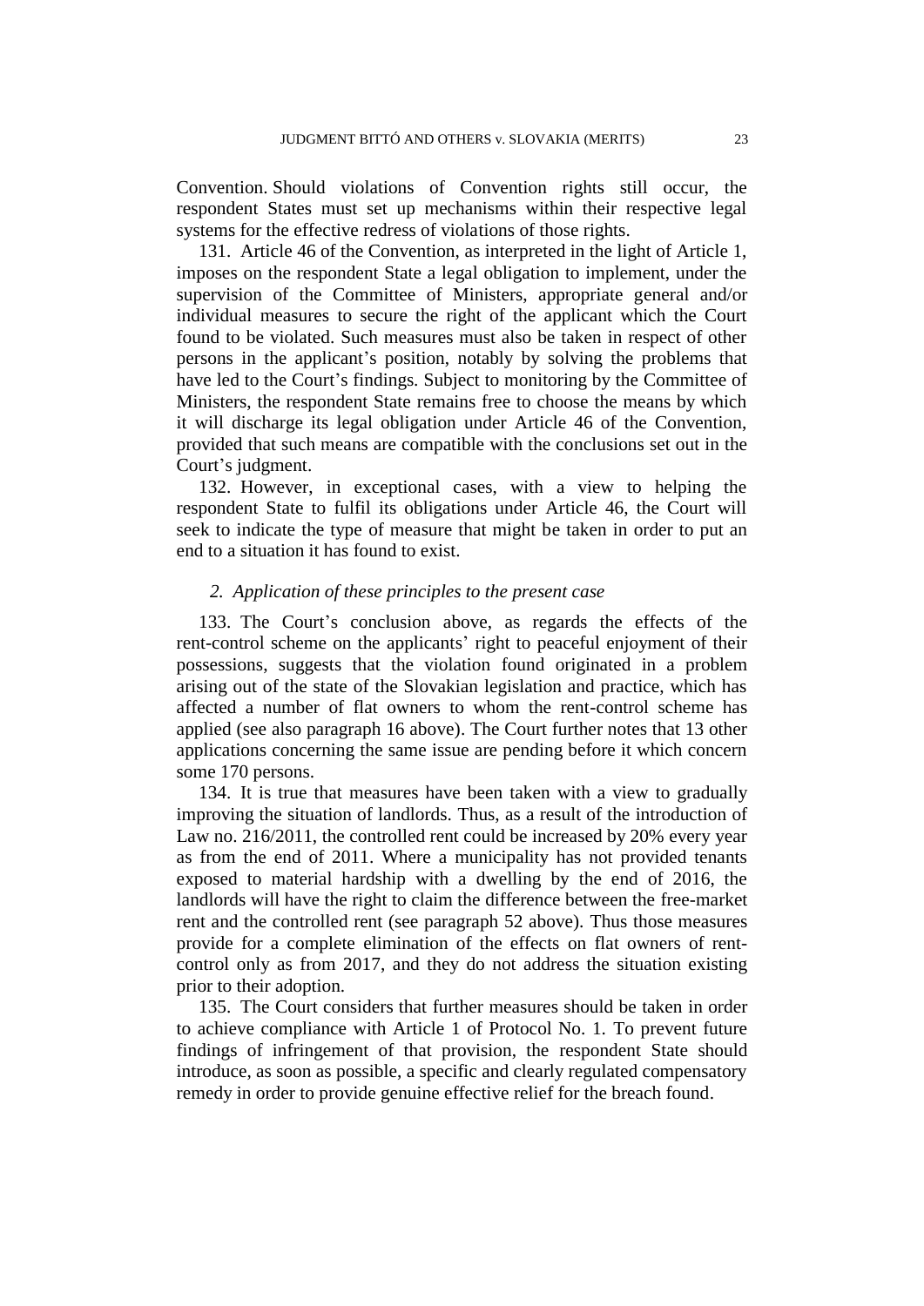Convention. Should violations of Convention rights still occur, the respondent States must set up mechanisms within their respective legal systems for the effective redress of violations of those rights.

131. Article 46 of the Convention, as interpreted in the light of Article 1, imposes on the respondent State a legal obligation to implement, under the supervision of the Committee of Ministers, appropriate general and/or individual measures to secure the right of the applicant which the Court found to be violated. Such measures must also be taken in respect of other persons in the applicant's position, notably by solving the problems that have led to the Court's findings. Subject to monitoring by the Committee of Ministers, the respondent State remains free to choose the means by which it will discharge its legal obligation under Article 46 of the Convention, provided that such means are compatible with the conclusions set out in the Court's judgment.

132. However, in exceptional cases, with a view to helping the respondent State to fulfil its obligations under Article 46, the Court will seek to indicate the type of measure that might be taken in order to put an end to a situation it has found to exist.

### *2. Application of these principles to the present case*

133. The Court's conclusion above, as regards the effects of the rent-control scheme on the applicants' right to peaceful enjoyment of their possessions, suggests that the violation found originated in a problem arising out of the state of the Slovakian legislation and practice, which has affected a number of flat owners to whom the rent-control scheme has applied (see also paragraph 16 above). The Court further notes that 13 other applications concerning the same issue are pending before it which concern some 170 persons.

134. It is true that measures have been taken with a view to gradually improving the situation of landlords. Thus, as a result of the introduction of Law no. 216/2011, the controlled rent could be increased by 20% every year as from the end of 2011. Where a municipality has not provided tenants exposed to material hardship with a dwelling by the end of 2016, the landlords will have the right to claim the difference between the free-market rent and the controlled rent (see paragraph 52 above). Thus those measures provide for a complete elimination of the effects on flat owners of rent-control only as from 2017, and they do not address the situation existing prior to their adoption.

135. The Court considers that further measures should be taken in order to achieve compliance with Article 1 of Protocol No. 1. To prevent future findings of infringement of that provision, the respondent State should introduce, as soon as possible, a specific and clearly regulated compensatory remedy in order to provide genuine effective relief for the breach found.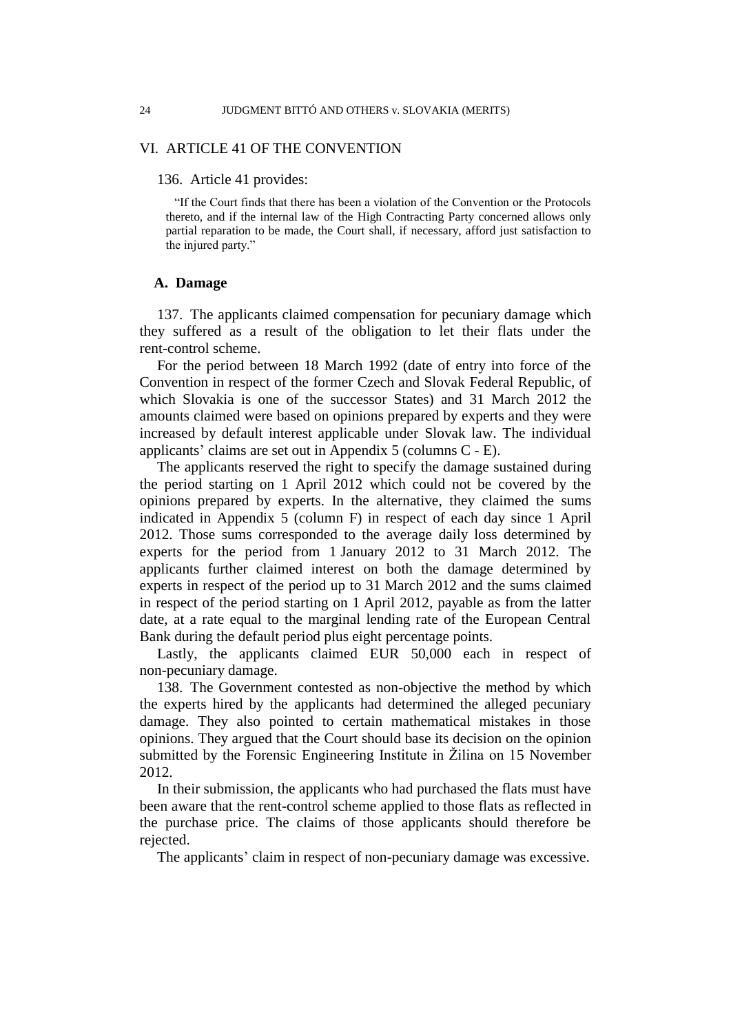## VI. ARTICLE 41 OF THE CONVENTION

136. Article 41 provides:

> "If the Court finds that there has been a violation of the Convention or the Protocols thereto, and if the internal law of the High Contracting Party concerned allows only partial reparation to be made, the Court shall, if necessary, afford just satisfaction to the injured party."

### A. Damage

137. The applicants claimed compensation for pecuniary damage which they suffered as a result of the obligation to let their flats under the rent-control scheme.

For the period between 18 March 1992 (date of entry into force of the Convention in respect of the former Czech and Slovak Federal Republic, of which Slovakia is one of the successor States) and 31 March 2012 the amounts claimed were based on opinions prepared by experts and they were increased by default interest applicable under Slovak law. The individual applicants' claims are set out in Appendix 5 (columns C - E).

The applicants reserved the right to specify the damage sustained during the period starting on 1 April 2012 which could not be covered by the opinions prepared by experts. In the alternative, they claimed the sums indicated in Appendix 5 (column F) in respect of each day since 1 April 2012. Those sums corresponded to the average daily loss determined by experts for the period from 1 January 2012 to 31 March 2012. The applicants further claimed interest on both the damage determined by experts in respect of the period up to 31 March 2012 and the sums claimed in respect of the period starting on 1 April 2012, payable as from the latter date, at a rate equal to the marginal lending rate of the European Central Bank during the default period plus eight percentage points.

Lastly, the applicants claimed EUR 50,000 each in respect of non-pecuniary damage.

138. The Government contested as non-objective the method by which the experts hired by the applicants had determined the alleged pecuniary damage. They also pointed to certain mathematical mistakes in those opinions. They argued that the Court should base its decision on the opinion submitted by the Forensic Engineering Institute in Žilina on 15 November 2012.

In their submission, the applicants who had purchased the flats must have been aware that the rent-control scheme applied to those flats as reflected in the purchase price. The claims of those applicants should therefore be rejected.

The applicants' claim in respect of non-pecuniary damage was excessive.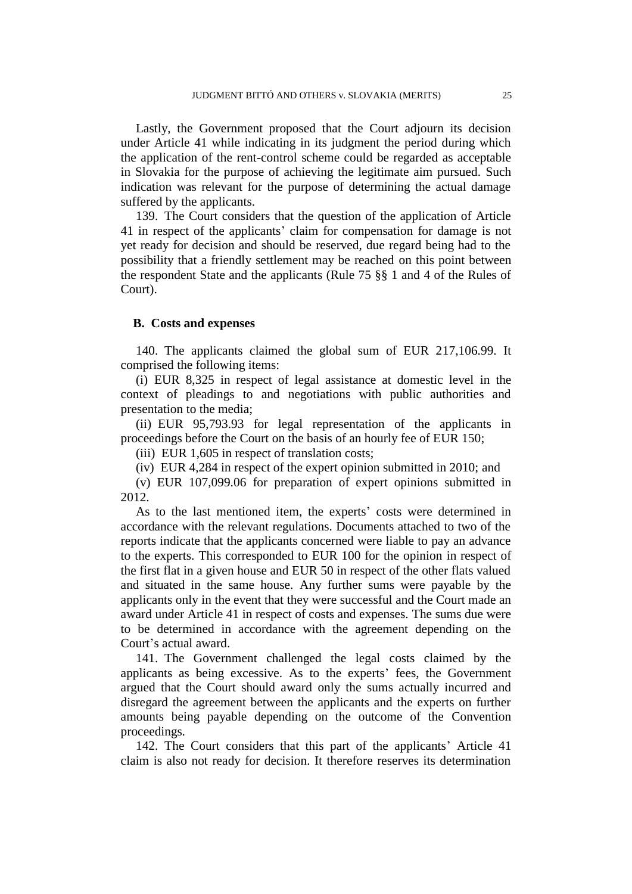Lastly, the Government proposed that the Court adjourn its decision under Article 41 while indicating in its judgment the period during which the application of the rent-control scheme could be regarded as acceptable in Slovakia for the purpose of achieving the legitimate aim pursued. Such indication was relevant for the purpose of determining the actual damage suffered by the applicants.

139. The Court considers that the question of the application of Article 41 in respect of the applicants' claim for compensation for damage is not yet ready for decision and should be reserved, due regard being had to the possibility that a friendly settlement may be reached on this point between the respondent State and the applicants (Rule 75 §§ 1 and 4 of the Rules of Court).

### B. Costs and expenses

140. The applicants claimed the global sum of EUR 217,106.99. It comprised the following items:

(i) EUR 8,325 in respect of legal assistance at domestic level in the context of pleadings to and negotiations with public authorities and presentation to the media;

(ii) EUR 95,793.93 for legal representation of the applicants in proceedings before the Court on the basis of an hourly fee of EUR 150;

(iii) EUR 1,605 in respect of translation costs;

(iv) EUR 4,284 in respect of the expert opinion submitted in 2010; and

(v) EUR 107,099.06 for preparation of expert opinions submitted in 2012.

As to the last mentioned item, the experts' costs were determined in accordance with the relevant regulations. Documents attached to two of the reports indicate that the applicants concerned were liable to pay an advance to the experts. This corresponded to EUR 100 for the opinion in respect of the first flat in a given house and EUR 50 in respect of the other flats valued and situated in the same house. Any further sums were payable by the applicants only in the event that they were successful and the Court made an award under Article 41 in respect of costs and expenses. The sums due were to be determined in accordance with the agreement depending on the Court's actual award.

141. The Government challenged the legal costs claimed by the applicants as being excessive. As to the experts' fees, the Government argued that the Court should award only the sums actually incurred and disregard the agreement between the applicants and the experts on further amounts being payable depending on the outcome of the Convention proceedings.

142. The Court considers that this part of the applicants' Article 41 claim is also not ready for decision. It therefore reserves its determination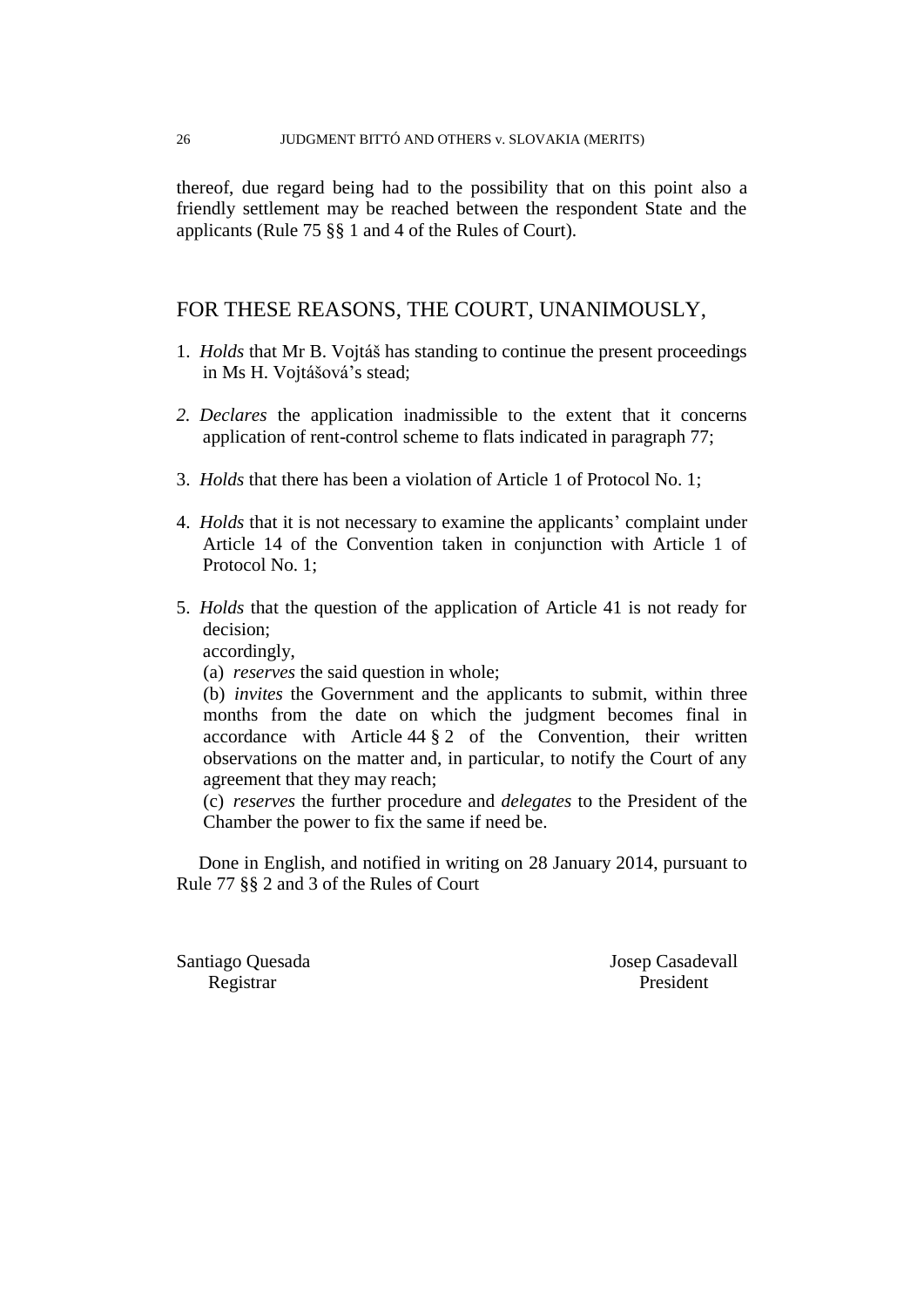thereof, due regard being had to the possibility that on this point also a friendly settlement may be reached between the respondent State and the applicants (Rule 75 §§ 1 and 4 of the Rules of Court).

## FOR THESE REASONS, THE COURT, UNANIMOUSLY,

1. *Holds* that Mr B. Vojtáš has standing to continue the present proceedings in Ms H. Vojtášová's stead;

2. *Declares* the application inadmissible to the extent that it concerns application of rent-control scheme to flats indicated in paragraph 77;

3. *Holds* that there has been a violation of Article 1 of Protocol No. 1;

4. *Holds* that it is not necessary to examine the applicants' complaint under Article 14 of the Convention taken in conjunction with Article 1 of Protocol No. 1;

5. *Holds* that the question of the application of Article 41 is not ready for decision;
   accordingly,
   (a) *reserves* the said question in whole;
   (b) *invites* the Government and the applicants to submit, within three months from the date on which the judgment becomes final in accordance with Article 44 § 2 of the Convention, their written observations on the matter and, in particular, to notify the Court of any agreement that they may reach;
   (c) *reserves* the further procedure and *delegates* to the President of the Chamber the power to fix the same if need be.

Done in English, and notified in writing on 28 January 2014, pursuant to Rule 77 §§ 2 and 3 of the Rules of Court

Santiago Quesada
Registrar

Josep Casadevall
President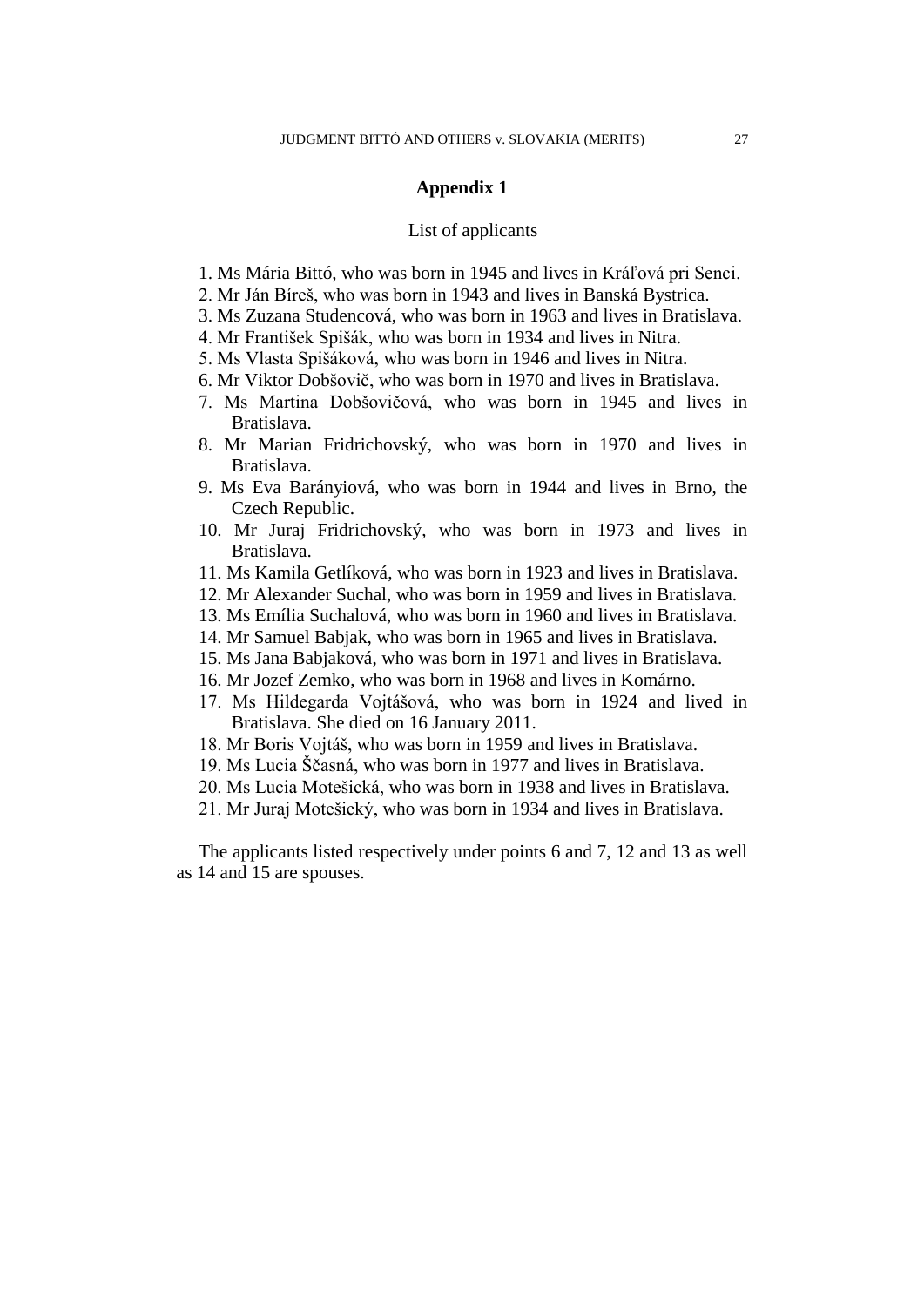## Appendix 1

List of applicants

1. Ms Mária Bittó, who was born in 1945 and lives in Kráľová pri Senci.
2. Mr Ján Bíreš, who was born in 1943 and lives in Banská Bystrica.
3. Ms Zuzana Studencová, who was born in 1963 and lives in Bratislava.
4. Mr František Spišák, who was born in 1934 and lives in Nitra.
5. Ms Vlasta Spišáková, who was born in 1946 and lives in Nitra.
6. Mr Viktor Dobšovič, who was born in 1970 and lives in Bratislava.
7. Ms Martina Dobšovičová, who was born in 1945 and lives in Bratislava.
8. Mr Marian Fridrichovský, who was born in 1970 and lives in Bratislava.
9. Ms Eva Baranyiová, who was born in 1944 and lives in Brno, the Czech Republic.
10. Mr Juraj Fridrichovský, who was born in 1973 and lives in Bratislava.
11. Ms Kamila Getlíková, who was born in 1923 and lives in Bratislava.
12. Mr Alexander Suchal, who was born in 1959 and lives in Bratislava.
13. Ms Emília Suchalová, who was born in 1960 and lives in Bratislava.
14. Mr Samuel Babjak, who was born in 1965 and lives in Bratislava.
15. Ms Jana Babjaková, who was born in 1971 and lives in Bratislava.
16. Mr Jozef Zemko, who was born in 1968 and lives in Komárno.
17. Ms Hildegarda Vojtášová, who was born in 1924 and lived in Bratislava. She died on 16 January 2011.
18. Mr Boris Vojtáš, who was born in 1959 and lives in Bratislava.
19. Ms Lucia Ščasná, who was born in 1977 and lives in Bratislava.
20. Ms Lucia Motešická, who was born in 1938 and lives in Bratislava.
21. Mr Juraj Motešický, who was born in 1934 and lives in Bratislava.

The applicants listed respectively under points 6 and 7, 12 and 13 as well as 14 and 15 are spouses.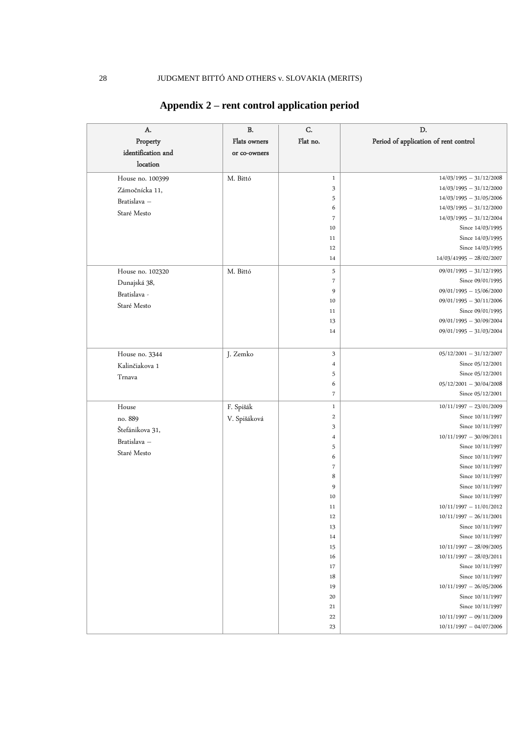## Appendix 2 – rent control application period

| A. Property identification and location | B. Flats owners or co-owners | C. Flat no. | D. Period of application of rent control |
|---|---|---|---|
| House no. 100399 Zámočnícka 11, Bratislava – Staré Mesto | M. Bittó | 1 | 14/03/1995 – 31/12/2008 |
| | | 3 | 14/03/1995 – 31/12/2000 |
| | | 5 | 14/03/1995 – 31/05/2006 |
| | | 6 | 14/03/1995 – 31/12/2000 |
| | | 7 | 14/03/1995 – 31/12/2004 |
| | | 10 | Since 14/03/1995 |
| | | 11 | Since 14/03/1995 |
| | | 12 | Since 14/03/1995 |
| | | 14 | 14/03/41995 – 28/02/2007 |
| House no. 102320 Dunajská 38, Bratislava - Staré Mesto | M. Bittó | 5 | 09/01/1995 – 31/12/1995 |
| | | 7 | Since 09/01/1995 |
| | | 9 | 09/01/1995 – 15/06/2000 |
| | | 10 | 09/01/1995 – 30/11/2006 |
| | | 11 | Since 09/01/1995 |
| | | 13 | 09/01/1995 – 30/09/2004 |
| | | 14 | 09/01/1995 – 31/03/2004 |
| House no. 3344 Kalinčiakova 1 Trnava | J. Zemko | 3 | 05/12/2001 – 31/12/2007 |
| | | 4 | Since 05/12/2001 |
| | | 5 | Since 05/12/2001 |
| | | 6 | 05/12/2001 – 30/04/2008 |
| | | 7 | Since 05/12/2001 |
| House no. 889 Štefánikova 31, Bratislava – Staré Mesto | F. Spišák V. Spišáková | 1 | 10/11/1997 – 23/01/2009 |
| | | 2 | Since 10/11/1997 |
| | | 3 | Since 10/11/1997 |
| | | 4 | 10/11/1997 – 30/09/2011 |
| | | 5 | Since 10/11/1997 |
| | | 6 | Since 10/11/1997 |
| | | 7 | Since 10/11/1997 |
| | | 8 | Since 10/11/1997 |
| | | 9 | Since 10/11/1997 |
| | | 10 | Since 10/11/1997 |
| | | 11 | 10/11/1997 – 11/01/2012 |
| | | 12 | 10/11/1997 – 26/11/2001 |
| | | 13 | Since 10/11/1997 |
| | | 14 | Since 10/11/1997 |
| | | 15 | 10/11/1997 – 28/09/2005 |
| | | 16 | 10/11/1997 – 28/03/2011 |
| | | 17 | Since 10/11/1997 |
| | | 18 | Since 10/11/1997 |
| | | 19 | 10/11/1997 – 26/05/2006 |
| | | 20 | Since 10/11/1997 |
| | | 21 | Since 10/11/1997 |
| | | 22 | 10/11/1997 – 09/11/2009 |
| | | 23 | 10/11/1997 – 04/07/2006 |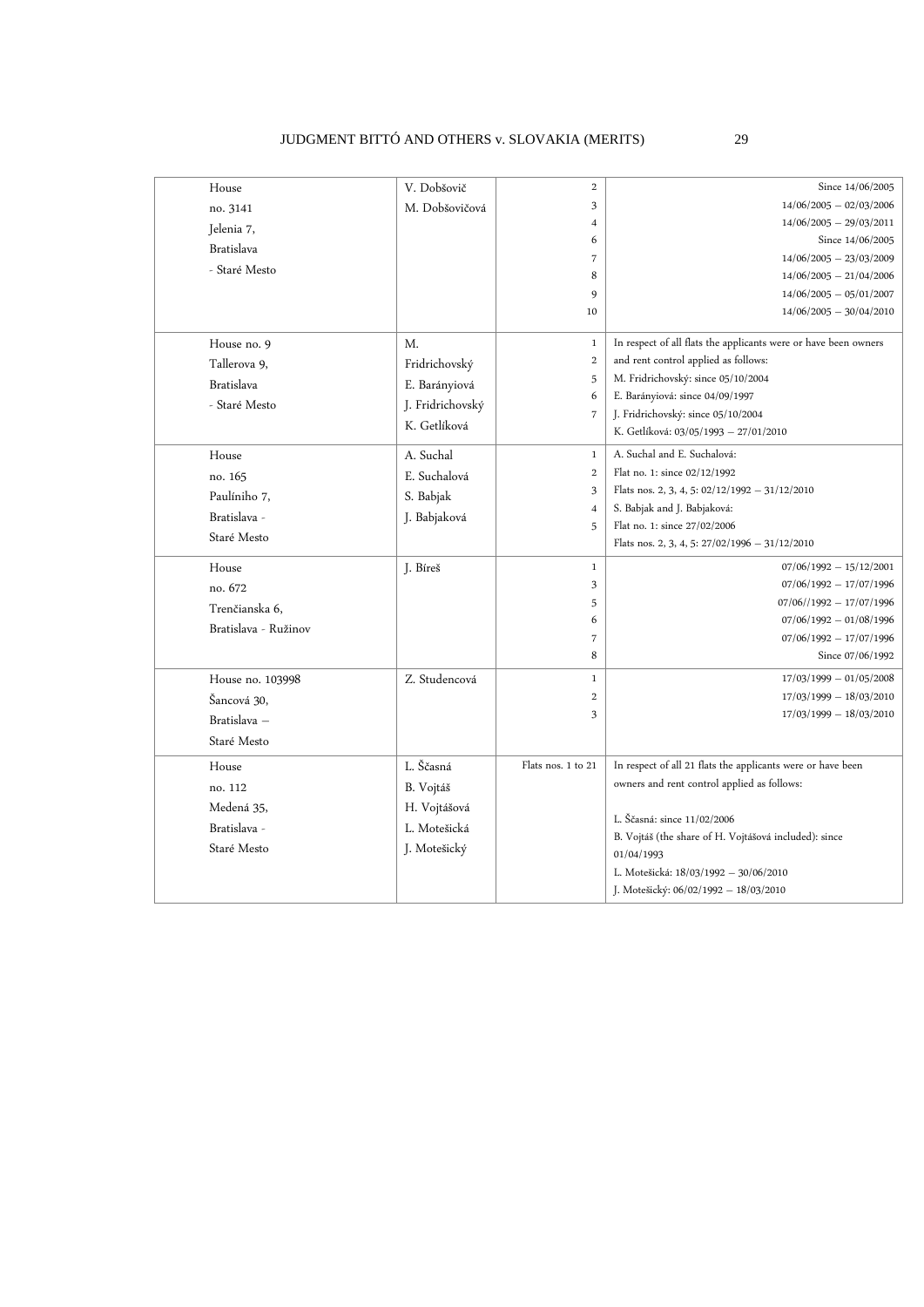| | | | |
|---|---|---|---|
| House no. 3141 Jelenia 7, Bratislava - Staré Mesto | V. Dobšovič<br>M. Dobšovičová | 2<br>3<br>4<br>6<br>7<br>8<br>9<br>10 | Since 14/06/2005<br>14/06/2005 – 02/03/2006<br>14/06/2005 – 29/03/2011<br>Since 14/06/2005<br>14/06/2005 – 23/03/2009<br>14/06/2005 – 21/04/2006<br>14/06/2005 – 05/01/2007<br>14/06/2005 – 30/04/2010 |
| House no. 9 Tallerova 9, Bratislava - Staré Mesto | M. Fridrichovský<br>E. BaránYiová<br>J. Fridrichovský<br>K. Getlíková | 1<br>2<br>5<br>6<br>7 | In respect of all flats the applicants were or have been owners and rent control applied as follows:<br>M. Fridrichovský: since 05/10/2004<br>E. Bárányiová: since 04/09/1997<br>J. Fridrichovský: since 05/10/2004<br>K. Getlíková: 03/05/1993 – 27/01/2010 |
| House no. 165 Paulíniho 7, Bratislava - Staré Mesto | A. Suchal<br>E. Suchalová<br>S. Babjak<br>J. Babjaková | 1<br>2<br>3<br>4<br>5 | A. Suchal and E. Suchalová:<br>Flat no. 1: since 02/12/1992<br>Flats nos. 2, 3, 4, 5: 02/12/1992 – 31/12/2010<br>S. Babjak and J. Babjaková:<br>Flat no. 1: since 27/02/2006<br>Flats nos. 2, 3, 4, 5: 27/02/1996 – 31/12/2010 |
| House no. 672 Trenčianska 6, Bratislava - Ružinov | J. Bíreš | 1<br>3<br>5<br>6<br>7<br>8 | 07/06/1992 – 15/12/2001<br>07/06/1992 – 17/07/1996<br>07/06//1992 – 17/07/1996<br>07/06/1992 – 01/08/1996<br>07/06/1992 – 17/07/1996<br>Since 07/06/1992 |
| House no. 103998 Šancová 30, Bratislava – Staré Mesto | Z. Studencová | 1<br>2<br>3 | 17/03/1999 – 01/05/2008<br>17/03/1999 – 18/03/2010<br>17/03/1999 – 18/03/2010 |
| House no. 112 Medená 35, Bratislava - Staré Mesto | L. Ščasná<br>B. Vojtáš<br>H. Vojtášová<br>L. Motešická<br>J. Motešický | Flats nos. 1 to 21 | In respect of all 21 flats the applicants were or have been owners and rent control applied as follows:<br>L. Ščasná: since 11/02/2006<br>B. Vojtáš (the share of H. Vojtášová included): since 01/04/1993<br>L. Motešická: 18/03/1992 – 30/06/2010<br>J. Motešický: 06/02/1992 – 18/03/2010 |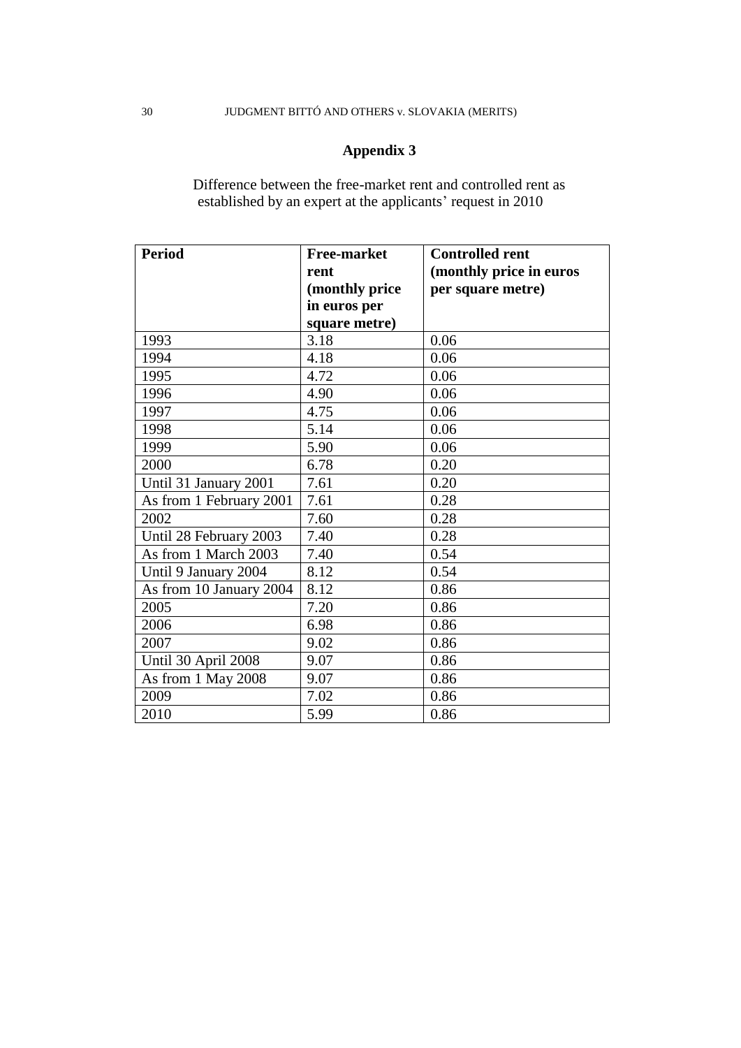## Appendix 3

Difference between the free-market rent and controlled rent as established by an expert at the applicants' request in 2010

| Period | Free-market rent (monthly price in euros per square metre) | Controlled rent (monthly price in euros per square metre) |
|---|---|---|
| 1993 | 3.18 | 0.06 |
| 1994 | 4.18 | 0.06 |
| 1995 | 4.72 | 0.06 |
| 1996 | 4.90 | 0.06 |
| 1997 | 4.75 | 0.06 |
| 1998 | 5.14 | 0.06 |
| 1999 | 5.90 | 0.06 |
| 2000 | 6.78 | 0.20 |
| Until 31 January 2001 | 7.61 | 0.20 |
| As from 1 February 2001 | 7.61 | 0.28 |
| 2002 | 7.60 | 0.28 |
| Until 28 February 2003 | 7.40 | 0.28 |
| As from 1 March 2003 | 7.40 | 0.54 |
| Until 9 January 2004 | 8.12 | 0.54 |
| As from 10 January 2004 | 8.12 | 0.86 |
| 2005 | 7.20 | 0.86 |
| 2006 | 6.98 | 0.86 |
| 2007 | 9.02 | 0.86 |
| Until 30 April 2008 | 9.07 | 0.86 |
| As from 1 May 2008 | 9.07 | 0.86 |
| 2009 | 7.02 | 0.86 |
| 2010 | 5.99 | 0.86 |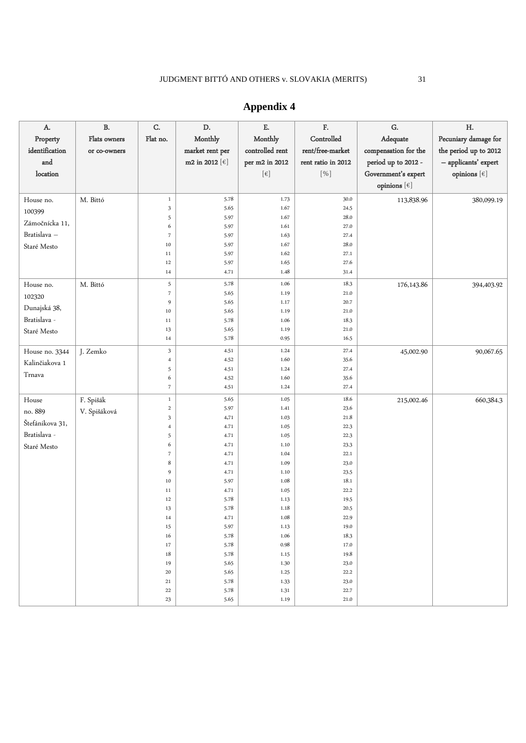# Appendix 4

| A. Property identification and location | B. Flats owners or co-owners | C. Flat no. | D. Monthly market rent per m2 in 2012 [€] | E. Monthly controlled rent per m2 in 2012 [€] | F. Controlled rent/free-market rent ratio in 2012 [%] | G. Adequate compensation for the period up to 2012 - Government's expert opinions [€] | H. Pecuniary damage for the period up to 2012 – applicants' expert opinions [€] |
|---|---|---|---|---|---|---|---|
| House no. 100399 Zámočnícka 11, Bratislava – Staré Mesto | M. Bittó | 1 | 5.78 | 1.73 | 30.0 | 113,838.96 | 380,099.19 |
| | | 3 | 5.65 | 1.67 | 24.5 | | |
| | | 5 | 5.97 | 1.67 | 28.0 | | |
| | | 6 | 5.97 | 1.61 | 27.0 | | |
| | | 7 | 5.97 | 1.63 | 27.4 | | |
| | | 10 | 5.97 | 1.67 | 28.0 | | |
| | | 11 | 5.97 | 1.62 | 27.1 | | |
| | | 12 | 5.97 | 1.65 | 27.6 | | |
| | | 14 | 4.71 | 1.48 | 31.4 | | |
| House no. 102320 Dunajská 38, Bratislava - Staré Mesto | M. Bittó | 5 | 5.78 | 1.06 | 18.3 | 176,143.86 | 394,403.92 |
| | | 7 | 5.65 | 1.19 | 21.0 | | |
| | | 9 | 5.65 | 1.17 | 20.7 | | |
| | | 10 | 5.65 | 1.19 | 21.0 | | |
| | | 11 | 5.78 | 1.06 | 18.3 | | |
| | | 13 | 5.65 | 1.19 | 21.0 | | |
| | | 14 | 5.78 | 0.95 | 16.5 | | |
| House no. 3344 Kalinčiakova 1 Trnava | J. Zemko | 3 | 4.51 | 1.24 | 27.4 | 45,002.90 | 90,067.65 |
| | | 4 | 4.52 | 1.60 | 35.6 | | |
| | | 5 | 4.51 | 1.24 | 27.4 | | |
| | | 6 | 4.52 | 1.60 | 35.6 | | |
| | | 7 | 4.51 | 1.24 | 27.4 | | |
| House no. 889 Štefánikova 31, Bratislava - Staré Mesto | F. Spišák V. Spišáková | 1 | 5.65 | 1.05 | 18.6 | 215,002.46 | 660,384.3 |
| | | 2 | 5.97 | 1.41 | 23.6 | | |
| | | 3 | 4.71 | 1.03 | 21.8 | | |
| | | 4 | 4.71 | 1.05 | 22.3 | | |
| | | 5 | 4.71 | 1.05 | 22.3 | | |
| | | 6 | 4.71 | 1.10 | 23.3 | | |
| | | 7 | 4.71 | 1.04 | 22.1 | | |
| | | 8 | 4.71 | 1.09 | 23.0 | | |
| | | 9 | 4.71 | 1.10 | 23.5 | | |
| | | 10 | 5.97 | 1.08 | 18.1 | | |
| | | 11 | 4.71 | 1.05 | 22.2 | | |
| | | 12 | 5.78 | 1.13 | 19.5 | | |
| | | 13 | 5.78 | 1.18 | 20.5 | | |
| | | 14 | 4.71 | 1.08 | 22.9 | | |
| | | 15 | 5.97 | 1.13 | 19.0 | | |
| | | 16 | 5.78 | 1.06 | 18.3 | | |
| | | 17 | 5.78 | 0.98 | 17.0 | | |
| | | 18 | 5.78 | 1.15 | 19.8 | | |
| | | 19 | 5.65 | 1.30 | 23.0 | | |
| | | 20 | 5.65 | 1.25 | 22.2 | | |
| | | 21 | 5.78 | 1.33 | 23.0 | | |
| | | 22 | 5.78 | 1.31 | 22.7 | | |
| | | 23 | 5.65 | 1.19 | 21.0 | | |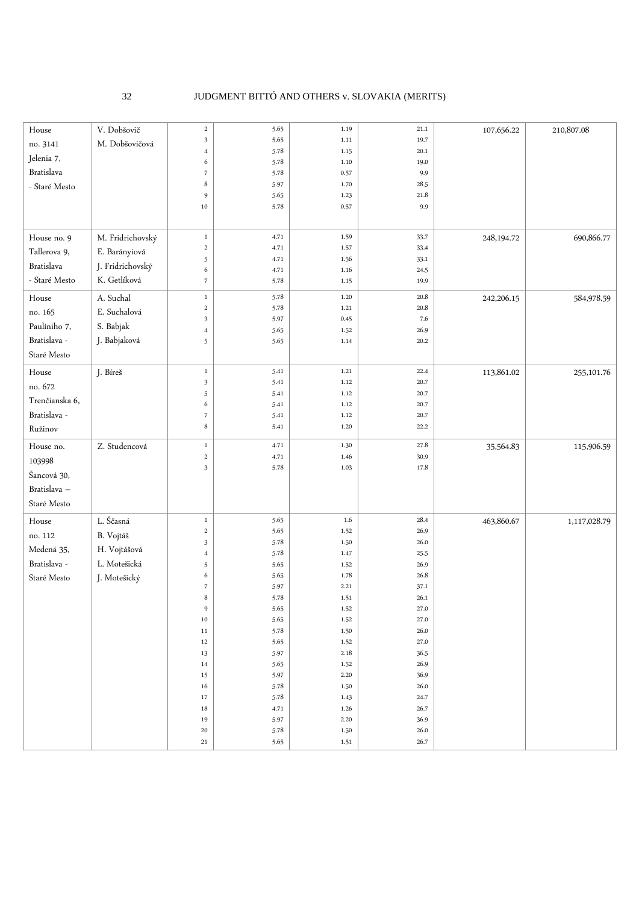| | | | | | | | |
|---|---|---|---|---|---|---|---|
| House no. 3141 Jelenia 7, Bratislava - Staré Mesto | V. Dobšovič M. Dobšovičová | 2<br>3<br>4<br>6<br>7<br>8<br>9<br>10 | 5.65<br>5.65<br>5.78<br>5.78<br>5.78<br>5.97<br>5.65<br>5.78 | 1.19<br>1.11<br>1.15<br>1.10<br>0.57<br>1.70<br>1.23<br>0.57 | 21.1<br>19.7<br>20.1<br>19.0<br>9.9<br>28.5<br>21.8<br>9.9 | 107,656.22 | 210,807.08 |
| House no. 9 Tallerova 9, Bratislava - Staré Mesto | M. Fridrichovský E. Bárányiová J. Fridrichovský K. Getlíková | 1<br>2<br>5<br>6<br>7 | 4.71<br>4.71<br>4.71<br>4.71<br>5.78 | 1.59<br>1.57<br>1.56<br>1.16<br>1.15 | 33.7<br>33.4<br>33.1<br>24.5<br>19.9 | 248,194.72 | 690,866.77 |
| House no. 165 Paulíniho 7, Bratislava - Staré Mesto | A. Suchal E. Suchalová S. Babjak J. Babjaková | 1<br>2<br>3<br>4<br>5 | 5.78<br>5.78<br>5.97<br>5.65<br>5.65 | 1.20<br>1.21<br>0.45<br>1.52<br>1.14 | 20.8<br>20.8<br>7.6<br>26.9<br>20.2 | 242,206.15 | 584,978.59 |
| House no. 672 Trenčianska 6, Bratislava - Ružinov | J. Bíreš | 1<br>3<br>5<br>6<br>7<br>8 | 5.41<br>5.41<br>5.41<br>5.41<br>5.41<br>5.41 | 1.21<br>1.12<br>1.12<br>1.12<br>1.12<br>1.20 | 22.4<br>20.7<br>20.7<br>20.7<br>20.7<br>22.2 | 113,861.02 | 255,101.76 |
| House no. 103998 Šancová 30, Bratislava – Staré Mesto | Z. Studencová | 1<br>2<br>3 | 4.71<br>4.71<br>5.78 | 1.30<br>1.46<br>1.03 | 27.8<br>30.9<br>17.8 | 35,564.83 | 115,906.59 |
| House no. 112 Medená 35, Bratislava - Staré Mesto | L. Ščasná B. Vojtáš H. Vojtášová L. Motešická J. Motešický | 1<br>2<br>3<br>4<br>5<br>6<br>7<br>8<br>9<br>10<br>11<br>12<br>13<br>14<br>15<br>16<br>17<br>18<br>19<br>20<br>21 | 5.65<br>5.65<br>5.78<br>5.78<br>5.65<br>5.65<br>5.97<br>5.78<br>5.65<br>5.65<br>5.78<br>5.65<br>5.97<br>5.65<br>5.97<br>5.78<br>5.78<br>4.71<br>5.97<br>5.78<br>5.65 | 1.6<br>1.52<br>1.50<br>1.47<br>1.52<br>1.78<br>2.21<br>1.51<br>1.52<br>1.52<br>1.50<br>1.52<br>2.18<br>1.52<br>2.20<br>1.50<br>1.43<br>1.26<br>2.20<br>1.50<br>1.51 | 28.4<br>26.9<br>26.0<br>25.5<br>26.9<br>26.8<br>37.1<br>26.1<br>27.0<br>27.0<br>26.0<br>27.0<br>36.5<br>26.9<br>36.9<br>26.0<br>24.7<br>26.7<br>36.9<br>26.0<br>26.7 | 463,860.67 | 1,117,028.79 |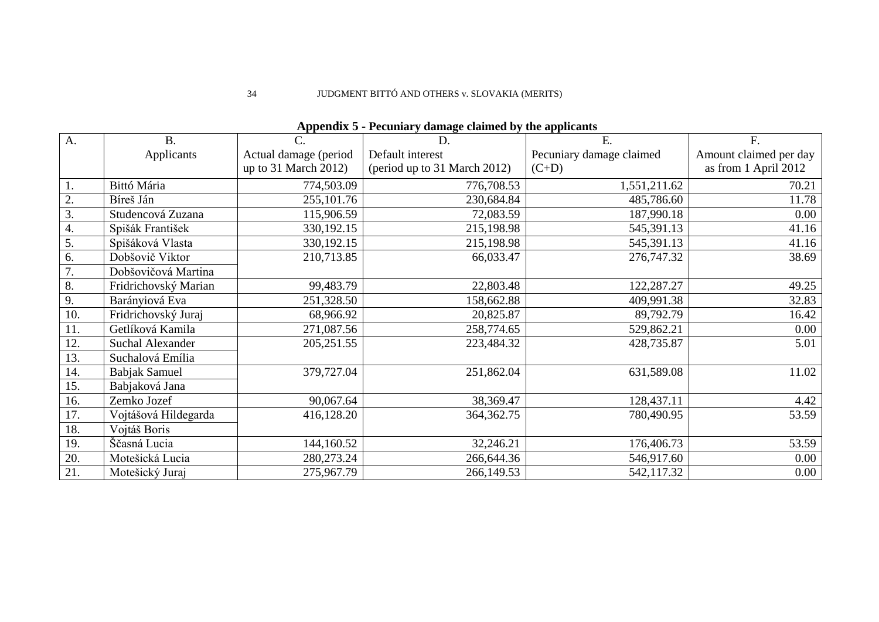**Appendix 5 - Pecuniary damage claimed by the applicants**

| A. | B. Applicants | C. Actual damage (period up to 31 March 2012) | D. Default interest (period up to 31 March 2012) | E. Pecuniary damage claimed (C+D) | F. Amount claimed per day as from 1 April 2012 |
|---|---|---|---|---|---|
| 1. | Bittó Mária | 774,503.09 | 776,708.53 | 1,551,211.62 | 70.21 |
| 2. | Bíreš Ján | 255,101.76 | 230,684.84 | 485,786.60 | 11.78 |
| 3. | Studencová Zuzana | 115,906.59 | 72,083.59 | 187,990.18 | 0.00 |
| 4. | Spišák František | 330,192.15 | 215,198.98 | 545,391.13 | 41.16 |
| 5. | Spišáková Vlasta | 330,192.15 | 215,198.98 | 545,391.13 | 41.16 |
| 6. | Dobšovič Viktor | 210,713.85 | 66,033.47 | 276,747.32 | 38.69 |
| 7. | Dobšovičová Martina | | | | |
| 8. | Fridrichovský Marian | 99,483.79 | 22,803.48 | 122,287.27 | 49.25 |
| 9. | Baránуiová Eva | 251,328.50 | 158,662.88 | 409,991.38 | 32.83 |
| 10. | Fridrichovský Juraj | 68,966.92 | 20,825.87 | 89,792.79 | 16.42 |
| 11. | Getlíková Kamila | 271,087.56 | 258,774.65 | 529,862.21 | 0.00 |
| 12. | Suchal Alexander | 205,251.55 | 223,484.32 | 428,735.87 | 5.01 |
| 13. | Suchalová Emília | | | | |
| 14. | Babjak Samuel | 379,727.04 | 251,862.04 | 631,589.08 | 11.02 |
| 15. | Babjaková Jana | | | | |
| 16. | Zemko Jozef | 90,067.64 | 38,369.47 | 128,437.11 | 4.42 |
| 17. | Vojtášová Hildegarda | 416,128.20 | 364,362.75 | 780,490.95 | 53.59 |
| 18. | Vojtáš Boris | | | | |
| 19. | Ščasná Lucia | 144,160.52 | 32,246.21 | 176,406.73 | 53.59 |
| 20. | Motešická Lucia | 280,273.24 | 266,644.36 | 546,917.60 | 0.00 |
| 21. | Motešický Juraj | 275,967.79 | 266,149.53 | 542,117.32 | 0.00 |